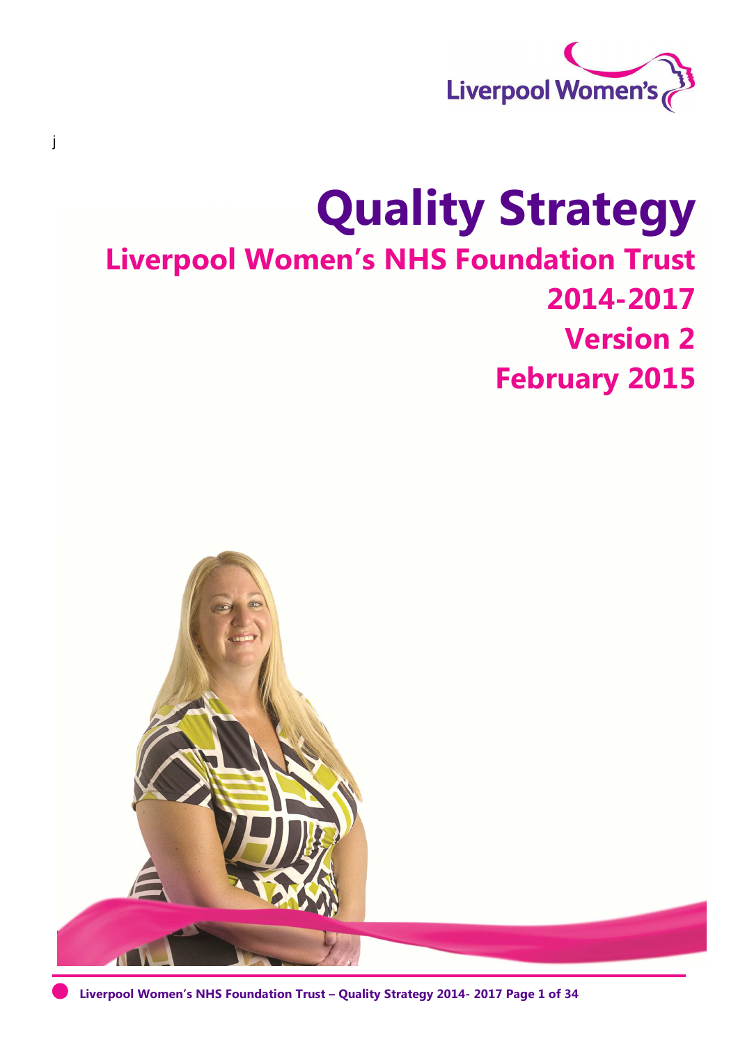Liverpool Women's

j

# Quality Strategy

## Liverpool Women's NHS Foundation Trust

## 2014-2017

## Version 2

## February 2015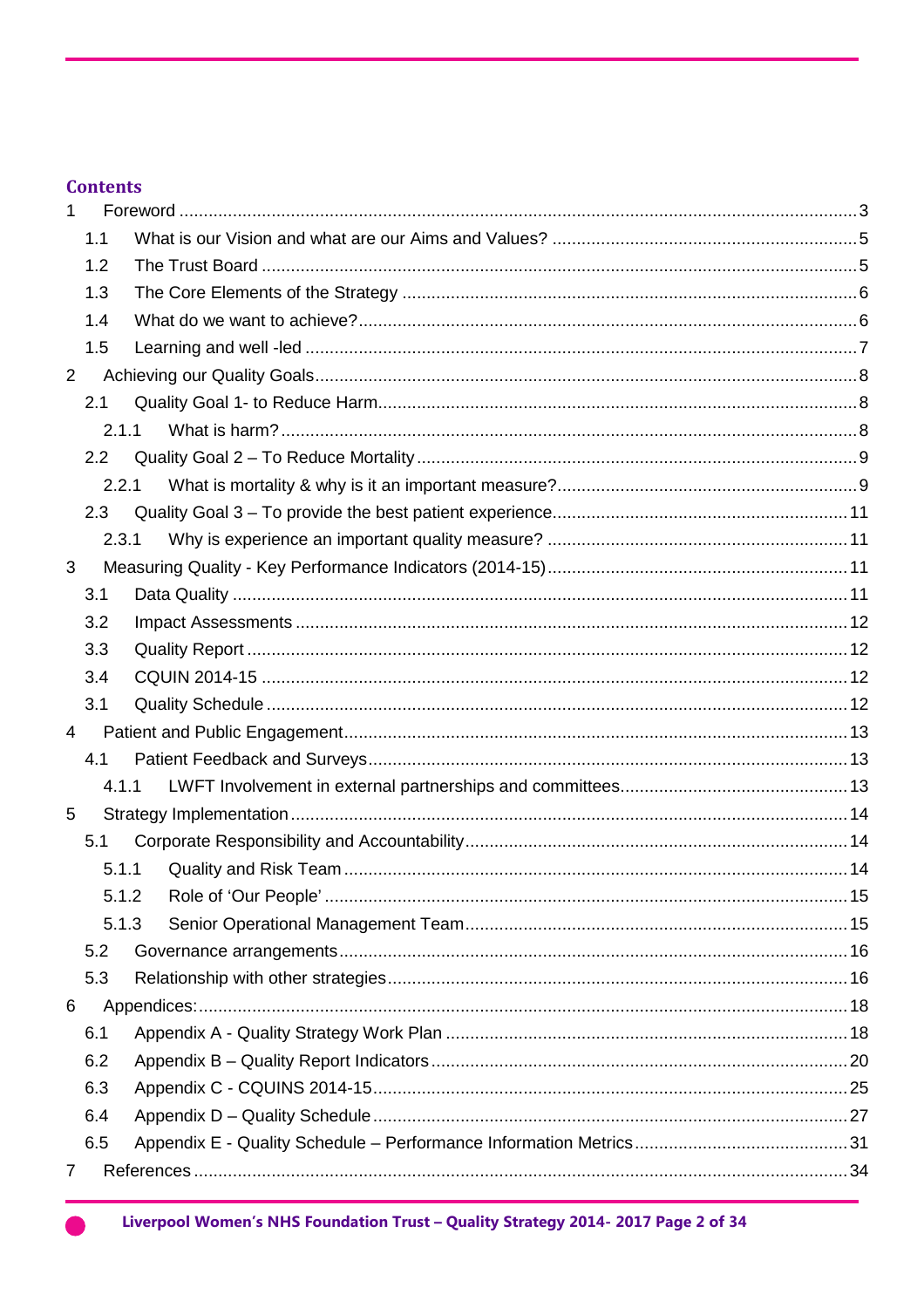## Contents

- 1 Foreword ... 3
  - 1.1 What is our Vision and what are our Aims and Values? ... 5
  - 1.2 The Trust Board ... 5
  - 1.3 The Core Elements of the Strategy ... 6
  - 1.4 What do we want to achieve? ... 6
  - 1.5 Learning and well -led ... 7
- 2 Achieving our Quality Goals ... 8
  - 2.1 Quality Goal 1- to Reduce Harm ... 8
    - 2.1.1 What is harm? ... 8
  - 2.2 Quality Goal 2 – To Reduce Mortality ... 9
    - 2.2.1 What is mortality & why is it an important measure? ... 9
  - 2.3 Quality Goal 3 – To provide the best patient experience ... 11
    - 2.3.1 Why is experience an important quality measure? ... 11
- 3 Measuring Quality - Key Performance Indicators (2014-15) ... 11
  - 3.1 Data Quality ... 11
  - 3.2 Impact Assessments ... 12
  - 3.3 Quality Report ... 12
  - 3.4 CQUIN 2014-15 ... 12
  - 3.1 Quality Schedule ... 12
- 4 Patient and Public Engagement ... 13
  - 4.1 Patient Feedback and Surveys ... 13
    - 4.1.1 LWFT Involvement in external partnerships and committees ... 13
- 5 Strategy Implementation ... 14
  - 5.1 Corporate Responsibility and Accountability ... 14
    - 5.1.1 Quality and Risk Team ... 14
    - 5.1.2 Role of 'Our People' ... 15
    - 5.1.3 Senior Operational Management Team ... 15
  - 5.2 Governance arrangements ... 16
  - 5.3 Relationship with other strategies ... 16
- 6 Appendices: ... 18
  - 6.1 Appendix A - Quality Strategy Work Plan ... 18
  - 6.2 Appendix B – Quality Report Indicators ... 20
  - 6.3 Appendix C - CQUINS 2014-15 ... 25
  - 6.4 Appendix D – Quality Schedule ... 27
  - 6.5 Appendix E - Quality Schedule – Performance Information Metrics ... 31
- 7 References ... 34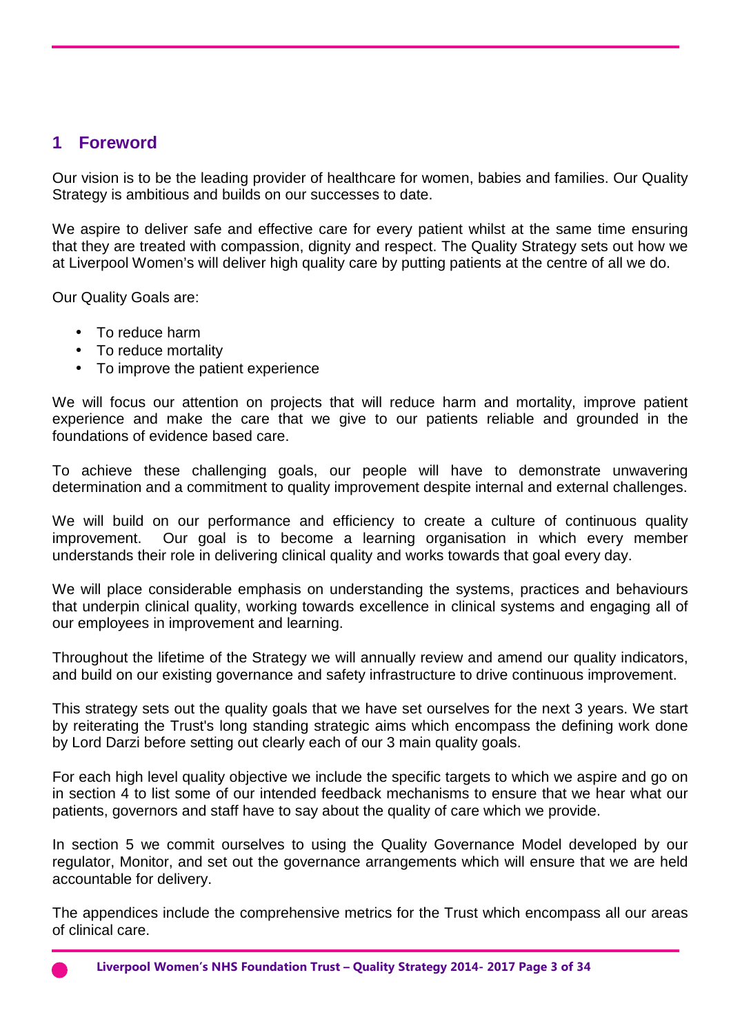## 1 Foreword

Our vision is to be the leading provider of healthcare for women, babies and families. Our Quality Strategy is ambitious and builds on our successes to date.

We aspire to deliver safe and effective care for every patient whilst at the same time ensuring that they are treated with compassion, dignity and respect. The Quality Strategy sets out how we at Liverpool Women's will deliver high quality care by putting patients at the centre of all we do.

Our Quality Goals are:

- To reduce harm
- To reduce mortality
- To improve the patient experience

We will focus our attention on projects that will reduce harm and mortality, improve patient experience and make the care that we give to our patients reliable and grounded in the foundations of evidence based care.

To achieve these challenging goals, our people will have to demonstrate unwavering determination and a commitment to quality improvement despite internal and external challenges.

We will build on our performance and efficiency to create a culture of continuous quality improvement. Our goal is to become a learning organisation in which every member understands their role in delivering clinical quality and works towards that goal every day.

We will place considerable emphasis on understanding the systems, practices and behaviours that underpin clinical quality, working towards excellence in clinical systems and engaging all of our employees in improvement and learning.

Throughout the lifetime of the Strategy we will annually review and amend our quality indicators, and build on our existing governance and safety infrastructure to drive continuous improvement.

This strategy sets out the quality goals that we have set ourselves for the next 3 years. We start by reiterating the Trust's long standing strategic aims which encompass the defining work done by Lord Darzi before setting out clearly each of our 3 main quality goals.

For each high level quality objective we include the specific targets to which we aspire and go on in section 4 to list some of our intended feedback mechanisms to ensure that we hear what our patients, governors and staff have to say about the quality of care which we provide.

In section 5 we commit ourselves to using the Quality Governance Model developed by our regulator, Monitor, and set out the governance arrangements which will ensure that we are held accountable for delivery.

The appendices include the comprehensive metrics for the Trust which encompass all our areas of clinical care.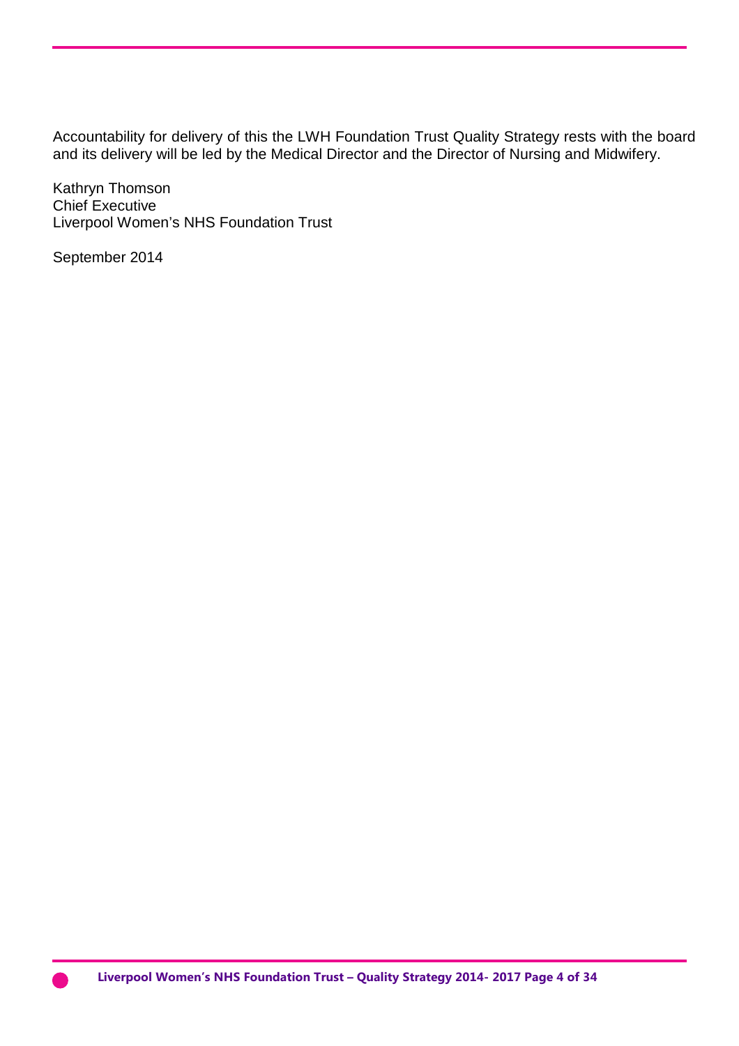Accountability for delivery of this the LWH Foundation Trust Quality Strategy rests with the board and its delivery will be led by the Medical Director and the Director of Nursing and Midwifery.

Kathryn Thomson
Chief Executive
Liverpool Women's NHS Foundation Trust

September 2014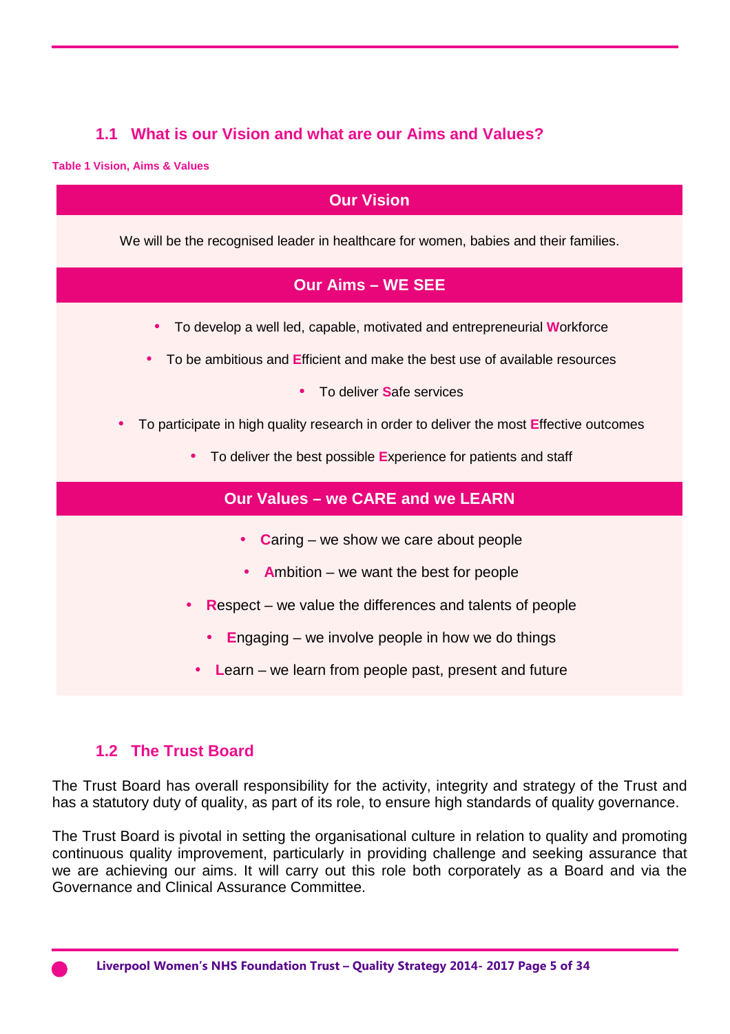## 1.1 What is our Vision and what are our Aims and Values?

**Table 1 Vision, Aims & Values**

| Our Vision |
|---|
| We will be the recognised leader in healthcare for women, babies and their families. |
| **Our Aims – WE SEE** |
| • To develop a well led, capable, motivated and entrepreneurial **W**orkforce<br>• To be ambitious and **E**fficient and make the best use of available resources<br>• To deliver **S**afe services<br>• To participate in high quality research in order to deliver the most **E**ffective outcomes<br>• To deliver the best possible **E**xperience for patients and staff |
| **Our Values – we CARE and we LEARN** |
| • **C**aring – we show we care about people<br>• **A**mbition – we want the best for people<br>• **R**espect – we value the differences and talents of people<br>• **E**ngaging – we involve people in how we do things<br>• **L**earn – we learn from people past, present and future |

## 1.2 The Trust Board

The Trust Board has overall responsibility for the activity, integrity and strategy of the Trust and has a statutory duty of quality, as part of its role, to ensure high standards of quality governance.

The Trust Board is pivotal in setting the organisational culture in relation to quality and promoting continuous quality improvement, particularly in providing challenge and seeking assurance that we are achieving our aims. It will carry out this role both corporately as a Board and via the Governance and Clinical Assurance Committee.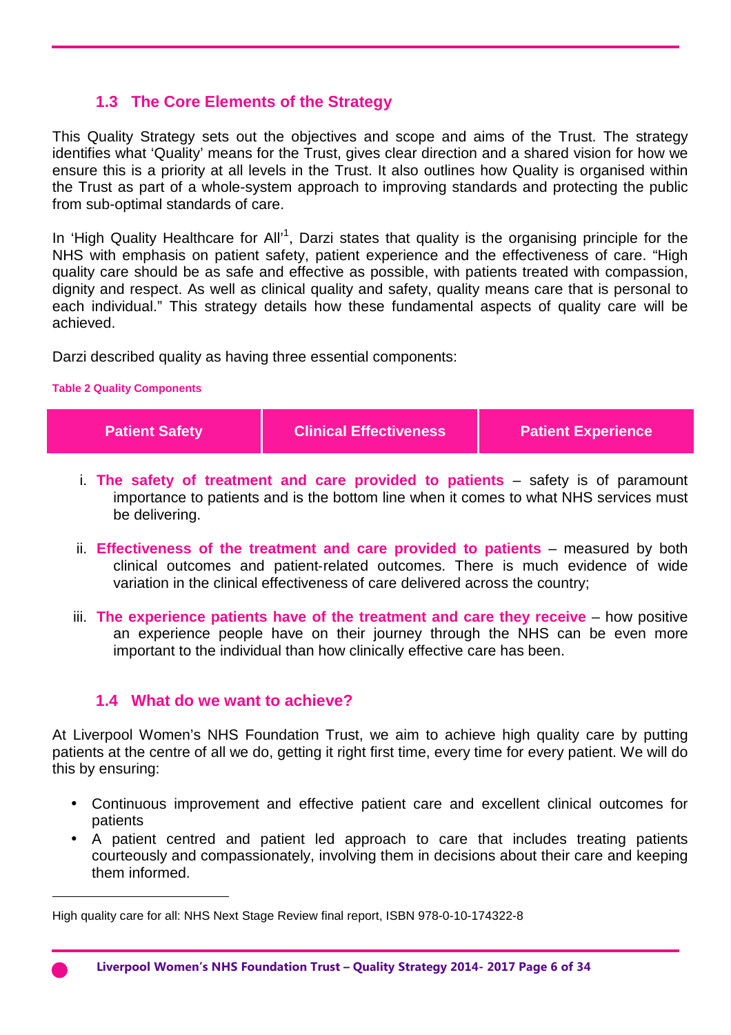## 1.3 The Core Elements of the Strategy

This Quality Strategy sets out the objectives and scope and aims of the Trust. The strategy identifies what 'Quality' means for the Trust, gives clear direction and a shared vision for how we ensure this is a priority at all levels in the Trust. It also outlines how Quality is organised within the Trust as part of a whole-system approach to improving standards and protecting the public from sub-optimal standards of care.

In 'High Quality Healthcare for All'[1], Darzi states that quality is the organising principle for the NHS with emphasis on patient safety, patient experience and the effectiveness of care. "High quality care should be as safe and effective as possible, with patients treated with compassion, dignity and respect. As well as clinical quality and safety, quality means care that is personal to each individual." This strategy details how these fundamental aspects of quality care will be achieved.

Darzi described quality as having three essential components:

**Table 2 Quality Components**

| Patient Safety | Clinical Effectiveness | Patient Experience |
|---|---|---|

i. **The safety of treatment and care provided to patients** – safety is of paramount importance to patients and is the bottom line when it comes to what NHS services must be delivering.

ii. **Effectiveness of the treatment and care provided to patients** – measured by both clinical outcomes and patient-related outcomes. There is much evidence of wide variation in the clinical effectiveness of care delivered across the country;

iii. **The experience patients have of the treatment and care they receive** – how positive an experience people have on their journey through the NHS can be even more important to the individual than how clinically effective care has been.

## 1.4 What do we want to achieve?

At Liverpool Women's NHS Foundation Trust, we aim to achieve high quality care by putting patients at the centre of all we do, getting it right first time, every time for every patient. We will do this by ensuring:

- Continuous improvement and effective patient care and excellent clinical outcomes for patients
- A patient centred and patient led approach to care that includes treating patients courteously and compassionately, involving them in decisions about their care and keeping them informed.

---

[1] High quality care for all: NHS Next Stage Review final report, ISBN 978-0-10-174322-8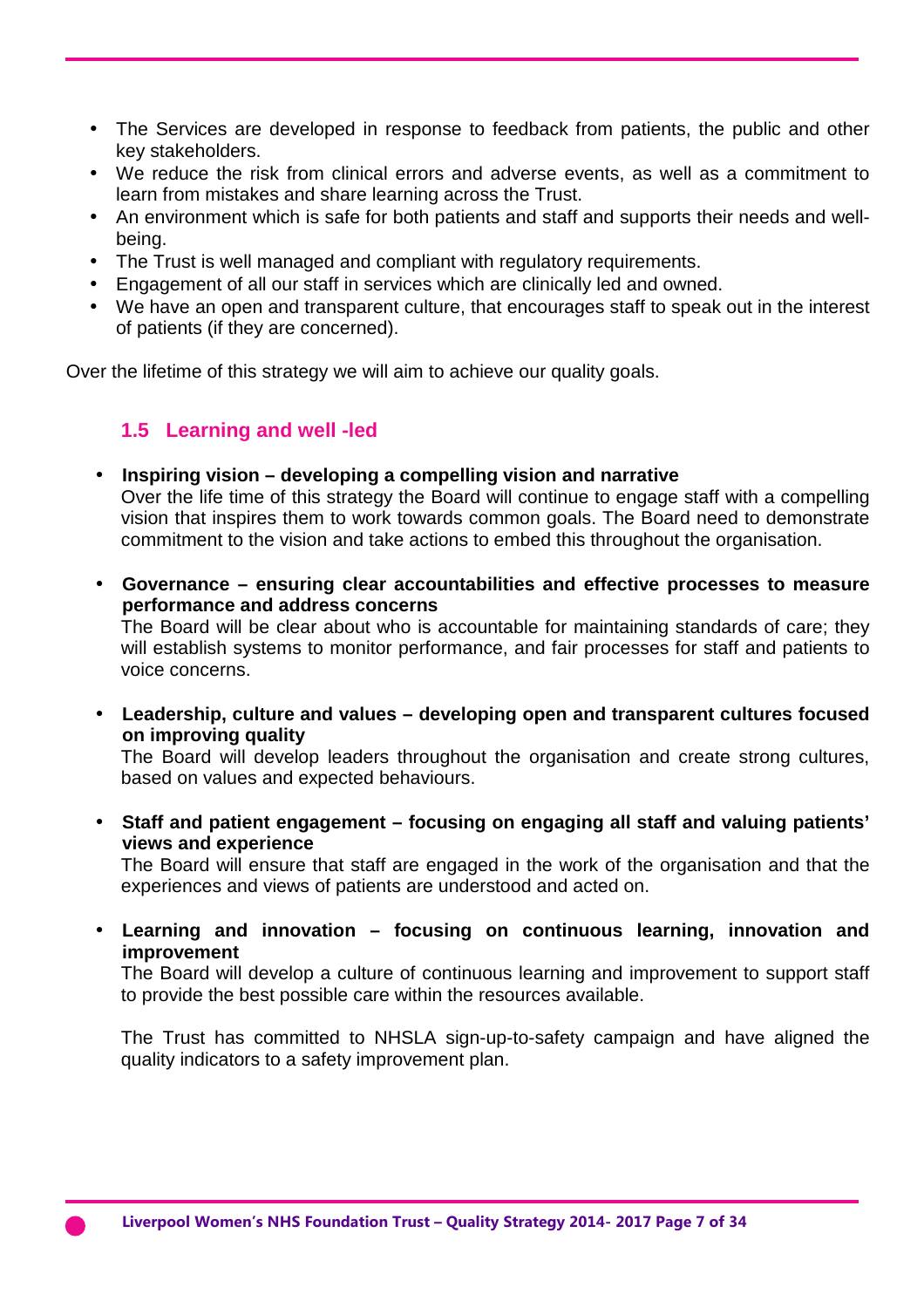- The Services are developed in response to feedback from patients, the public and other key stakeholders.
- We reduce the risk from clinical errors and adverse events, as well as a commitment to learn from mistakes and share learning across the Trust.
- An environment which is safe for both patients and staff and supports their needs and well-being.
- The Trust is well managed and compliant with regulatory requirements.
- Engagement of all our staff in services which are clinically led and owned.
- We have an open and transparent culture, that encourages staff to speak out in the interest of patients (if they are concerned).

Over the lifetime of this strategy we will aim to achieve our quality goals.

### 1.5 Learning and well -led

- **Inspiring vision – developing a compelling vision and narrative**
  Over the life time of this strategy the Board will continue to engage staff with a compelling vision that inspires them to work towards common goals. The Board need to demonstrate commitment to the vision and take actions to embed this throughout the organisation.

- **Governance – ensuring clear accountabilities and effective processes to measure performance and address concerns**
  The Board will be clear about who is accountable for maintaining standards of care; they will establish systems to monitor performance, and fair processes for staff and patients to voice concerns.

- **Leadership, culture and values – developing open and transparent cultures focused on improving quality**
  The Board will develop leaders throughout the organisation and create strong cultures, based on values and expected behaviours.

- **Staff and patient engagement – focusing on engaging all staff and valuing patients' views and experience**
  The Board will ensure that staff are engaged in the work of the organisation and that the experiences and views of patients are understood and acted on.

- **Learning and innovation – focusing on continuous learning, innovation and improvement**
  The Board will develop a culture of continuous learning and improvement to support staff to provide the best possible care within the resources available.

  The Trust has committed to NHSLA sign-up-to-safety campaign and have aligned the quality indicators to a safety improvement plan.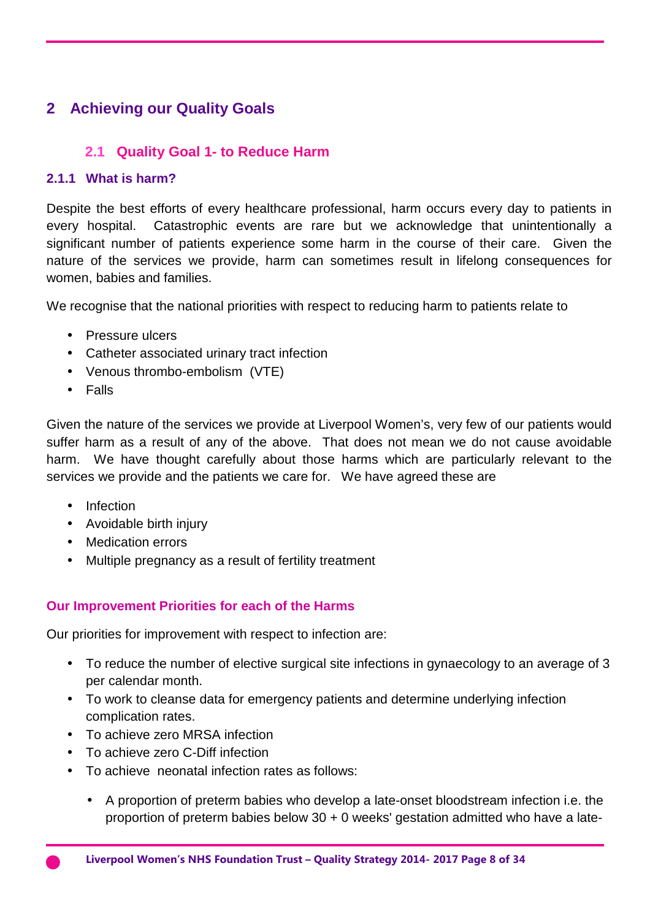# 2 Achieving our Quality Goals

## 2.1 Quality Goal 1- to Reduce Harm

### 2.1.1 What is harm?

Despite the best efforts of every healthcare professional, harm occurs every day to patients in every hospital. Catastrophic events are rare but we acknowledge that unintentionally a significant number of patients experience some harm in the course of their care. Given the nature of the services we provide, harm can sometimes result in lifelong consequences for women, babies and families.

We recognise that the national priorities with respect to reducing harm to patients relate to

- Pressure ulcers
- Catheter associated urinary tract infection
- Venous thrombo-embolism (VTE)
- Falls

Given the nature of the services we provide at Liverpool Women's, very few of our patients would suffer harm as a result of any of the above. That does not mean we do not cause avoidable harm. We have thought carefully about those harms which are particularly relevant to the services we provide and the patients we care for. We have agreed these are

- Infection
- Avoidable birth injury
- Medication errors
- Multiple pregnancy as a result of fertility treatment

#### Our Improvement Priorities for each of the Harms

Our priorities for improvement with respect to infection are:

- To reduce the number of elective surgical site infections in gynaecology to an average of 3 per calendar month.
- To work to cleanse data for emergency patients and determine underlying infection complication rates.
- To achieve zero MRSA infection
- To achieve zero C-Diff infection
- To achieve neonatal infection rates as follows:
  - A proportion of preterm babies who develop a late-onset bloodstream infection i.e. the proportion of preterm babies below 30 + 0 weeks' gestation admitted who have a late-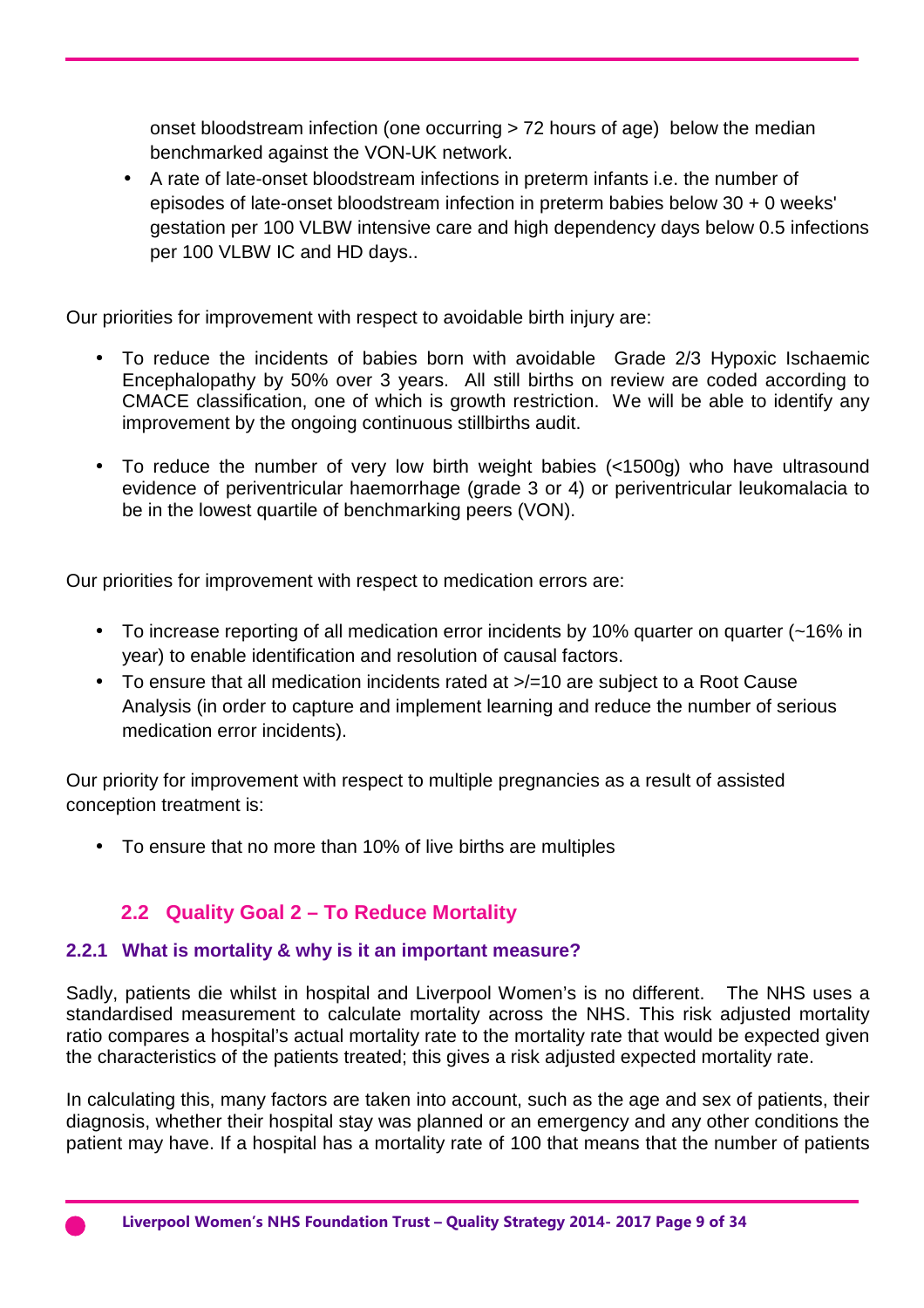onset bloodstream infection (one occurring > 72 hours of age) below the median benchmarked against the VON-UK network.

- A rate of late-onset bloodstream infections in preterm infants i.e. the number of episodes of late-onset bloodstream infection in preterm babies below 30 + 0 weeks' gestation per 100 VLBW intensive care and high dependency days below 0.5 infections per 100 VLBW IC and HD days..

Our priorities for improvement with respect to avoidable birth injury are:

- To reduce the incidents of babies born with avoidable Grade 2/3 Hypoxic Ischaemic Encephalopathy by 50% over 3 years. All still births on review are coded according to CMACE classification, one of which is growth restriction. We will be able to identify any improvement by the ongoing continuous stillbirths audit.
- To reduce the number of very low birth weight babies (<1500g) who have ultrasound evidence of periventricular haemorrhage (grade 3 or 4) or periventricular leukomalacia to be in the lowest quartile of benchmarking peers (VON).

Our priorities for improvement with respect to medication errors are:

- To increase reporting of all medication error incidents by 10% quarter on quarter (~16% in year) to enable identification and resolution of causal factors.
- To ensure that all medication incidents rated at >/=10 are subject to a Root Cause Analysis (in order to capture and implement learning and reduce the number of serious medication error incidents).

Our priority for improvement with respect to multiple pregnancies as a result of assisted conception treatment is:

- To ensure that no more than 10% of live births are multiples

## 2.2 Quality Goal 2 – To Reduce Mortality

### 2.2.1 What is mortality & why is it an important measure?

Sadly, patients die whilst in hospital and Liverpool Women's is no different. The NHS uses a standardised measurement to calculate mortality across the NHS. This risk adjusted mortality ratio compares a hospital's actual mortality rate to the mortality rate that would be expected given the characteristics of the patients treated; this gives a risk adjusted expected mortality rate.

In calculating this, many factors are taken into account, such as the age and sex of patients, their diagnosis, whether their hospital stay was planned or an emergency and any other conditions the patient may have. If a hospital has a mortality rate of 100 that means that the number of patients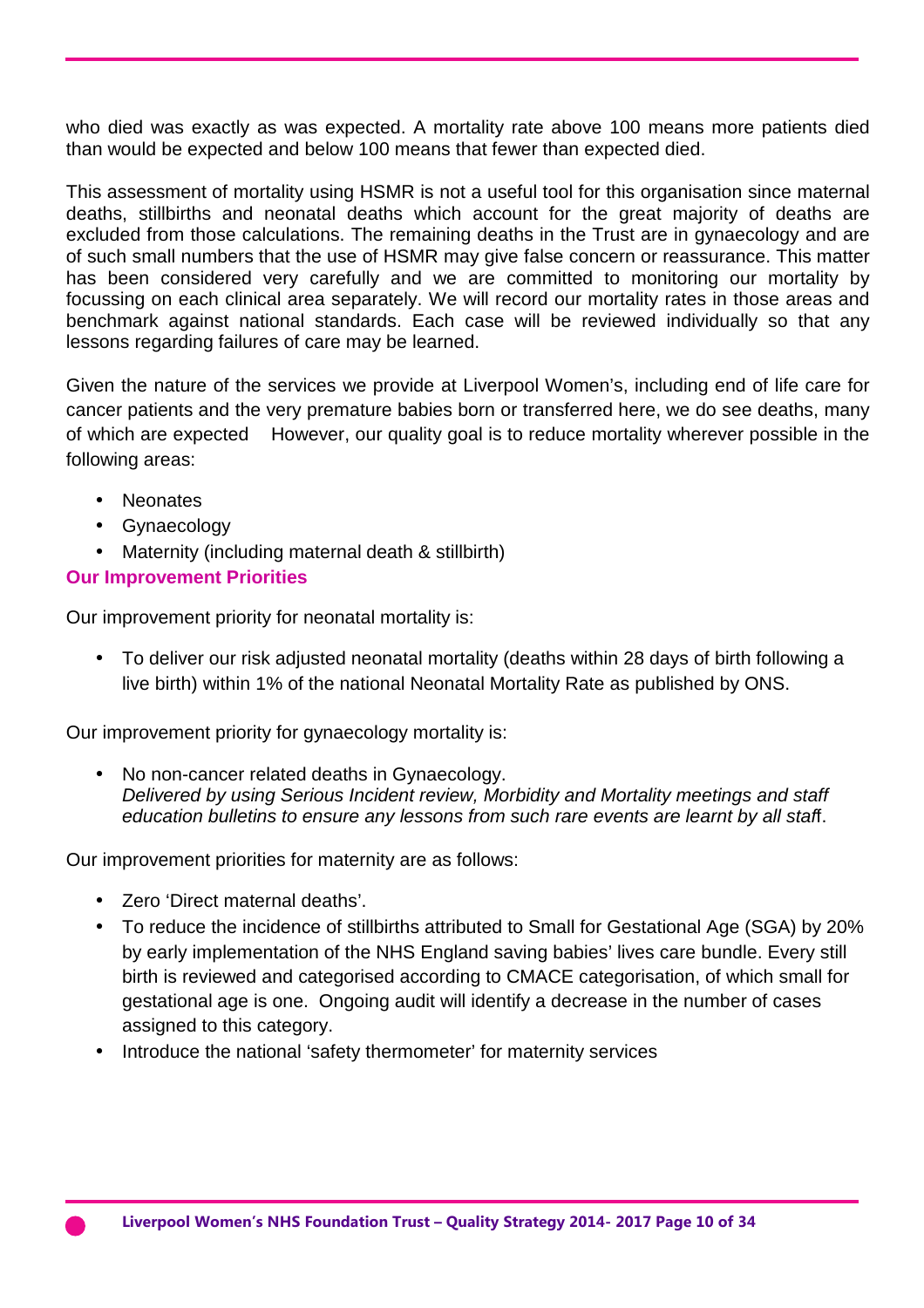who died was exactly as was expected. A mortality rate above 100 means more patients died than would be expected and below 100 means that fewer than expected died.

This assessment of mortality using HSMR is not a useful tool for this organisation since maternal deaths, stillbirths and neonatal deaths which account for the great majority of deaths are excluded from those calculations. The remaining deaths in the Trust are in gynaecology and are of such small numbers that the use of HSMR may give false concern or reassurance. This matter has been considered very carefully and we are committed to monitoring our mortality by focussing on each clinical area separately. We will record our mortality rates in those areas and benchmark against national standards. Each case will be reviewed individually so that any lessons regarding failures of care may be learned.

Given the nature of the services we provide at Liverpool Women's, including end of life care for cancer patients and the very premature babies born or transferred here, we do see deaths, many of which are expected However, our quality goal is to reduce mortality wherever possible in the following areas:

- Neonates
- Gynaecology
- Maternity (including maternal death & stillbirth)

### Our Improvement Priorities

Our improvement priority for neonatal mortality is:

- To deliver our risk adjusted neonatal mortality (deaths within 28 days of birth following a live birth) within 1% of the national Neonatal Mortality Rate as published by ONS.

Our improvement priority for gynaecology mortality is:

- No non-cancer related deaths in Gynaecology.
  *Delivered by using Serious Incident review, Morbidity and Mortality meetings and staff education bulletins to ensure any lessons from such rare events are learnt by all staff*.

Our improvement priorities for maternity are as follows:

- Zero 'Direct maternal deaths'.
- To reduce the incidence of stillbirths attributed to Small for Gestational Age (SGA) by 20% by early implementation of the NHS England saving babies' lives care bundle. Every still birth is reviewed and categorised according to CMACE categorisation, of which small for gestational age is one. Ongoing audit will identify a decrease in the number of cases assigned to this category.
- Introduce the national 'safety thermometer' for maternity services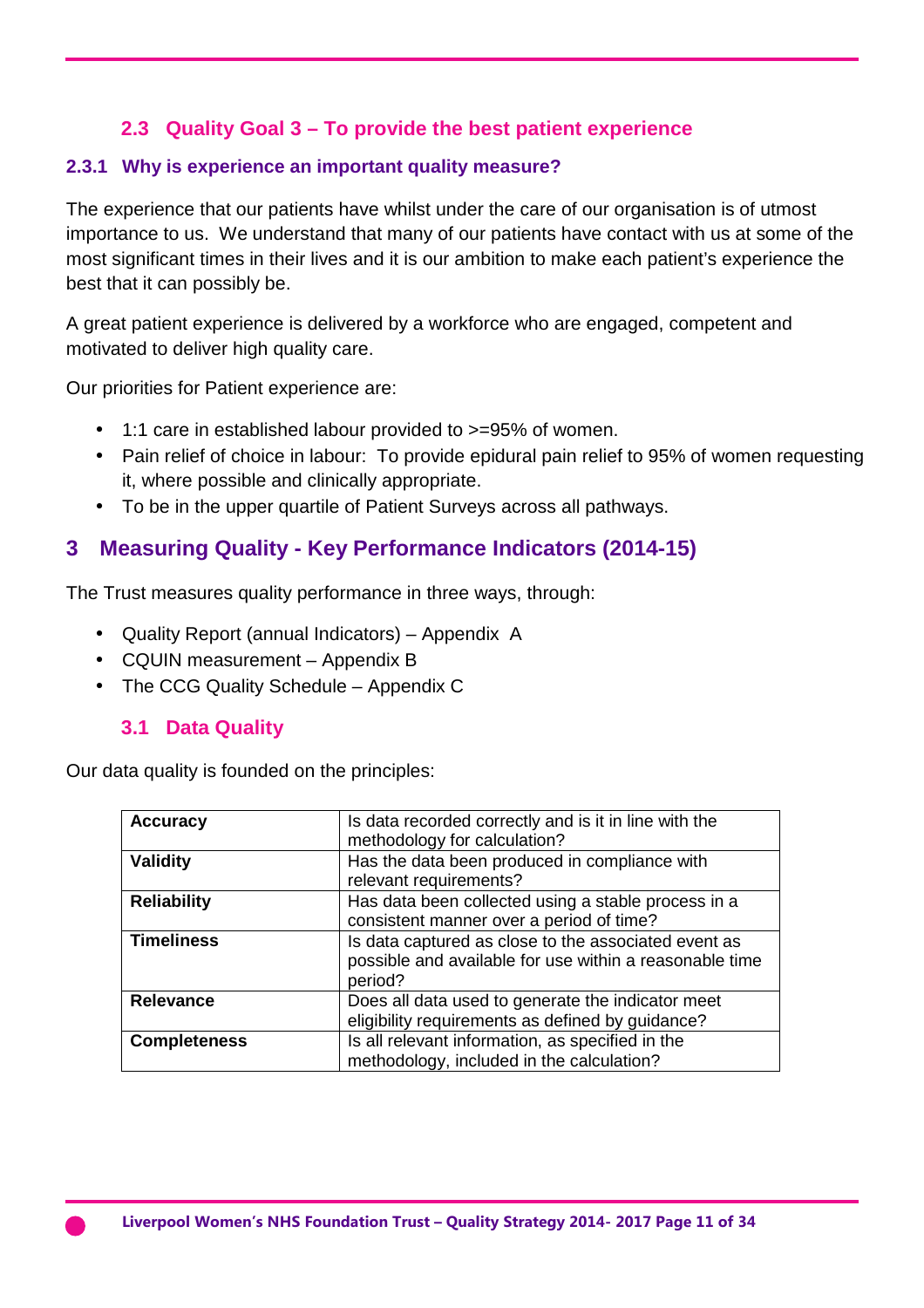### 2.3 Quality Goal 3 – To provide the best patient experience

#### 2.3.1 Why is experience an important quality measure?

The experience that our patients have whilst under the care of our organisation is of utmost importance to us. We understand that many of our patients have contact with us at some of the most significant times in their lives and it is our ambition to make each patient's experience the best that it can possibly be.

A great patient experience is delivered by a workforce who are engaged, competent and motivated to deliver high quality care.

Our priorities for Patient experience are:

- 1:1 care in established labour provided to >=95% of women.
- Pain relief of choice in labour: To provide epidural pain relief to 95% of women requesting it, where possible and clinically appropriate.
- To be in the upper quartile of Patient Surveys across all pathways.

## 3 Measuring Quality - Key Performance Indicators (2014-15)

The Trust measures quality performance in three ways, through:

- Quality Report (annual Indicators) – Appendix A
- CQUIN measurement – Appendix B
- The CCG Quality Schedule – Appendix C

### 3.1 Data Quality

Our data quality is founded on the principles:

| | |
|---|---|
| **Accuracy** | Is data recorded correctly and is it in line with the methodology for calculation? |
| **Validity** | Has the data been produced in compliance with relevant requirements? |
| **Reliability** | Has data been collected using a stable process in a consistent manner over a period of time? |
| **Timeliness** | Is data captured as close to the associated event as possible and available for use within a reasonable time period? |
| **Relevance** | Does all data used to generate the indicator meet eligibility requirements as defined by guidance? |
| **Completeness** | Is all relevant information, as specified in the methodology, included in the calculation? |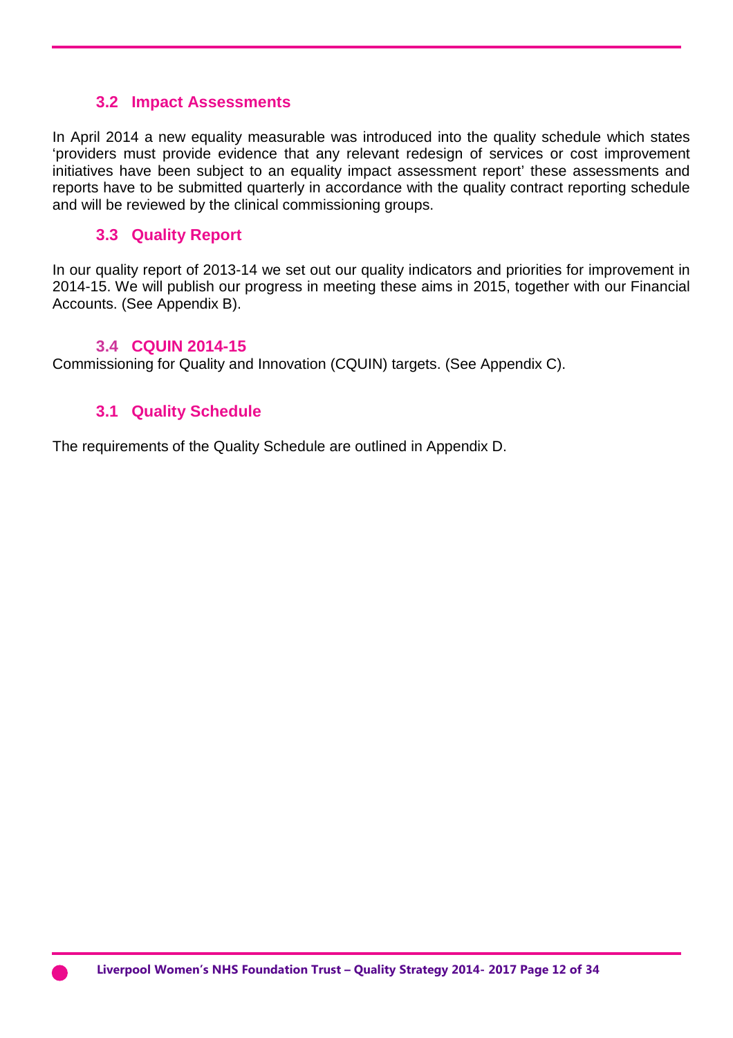### 3.2 Impact Assessments

In April 2014 a new equality measurable was introduced into the quality schedule which states 'providers must provide evidence that any relevant redesign of services or cost improvement initiatives have been subject to an equality impact assessment report' these assessments and reports have to be submitted quarterly in accordance with the quality contract reporting schedule and will be reviewed by the clinical commissioning groups.

### 3.3 Quality Report

In our quality report of 2013-14 we set out our quality indicators and priorities for improvement in 2014-15. We will publish our progress in meeting these aims in 2015, together with our Financial Accounts. (See Appendix B).

### 3.4 CQUIN 2014-15

Commissioning for Quality and Innovation (CQUIN) targets. (See Appendix C).

### 3.1 Quality Schedule

The requirements of the Quality Schedule are outlined in Appendix D.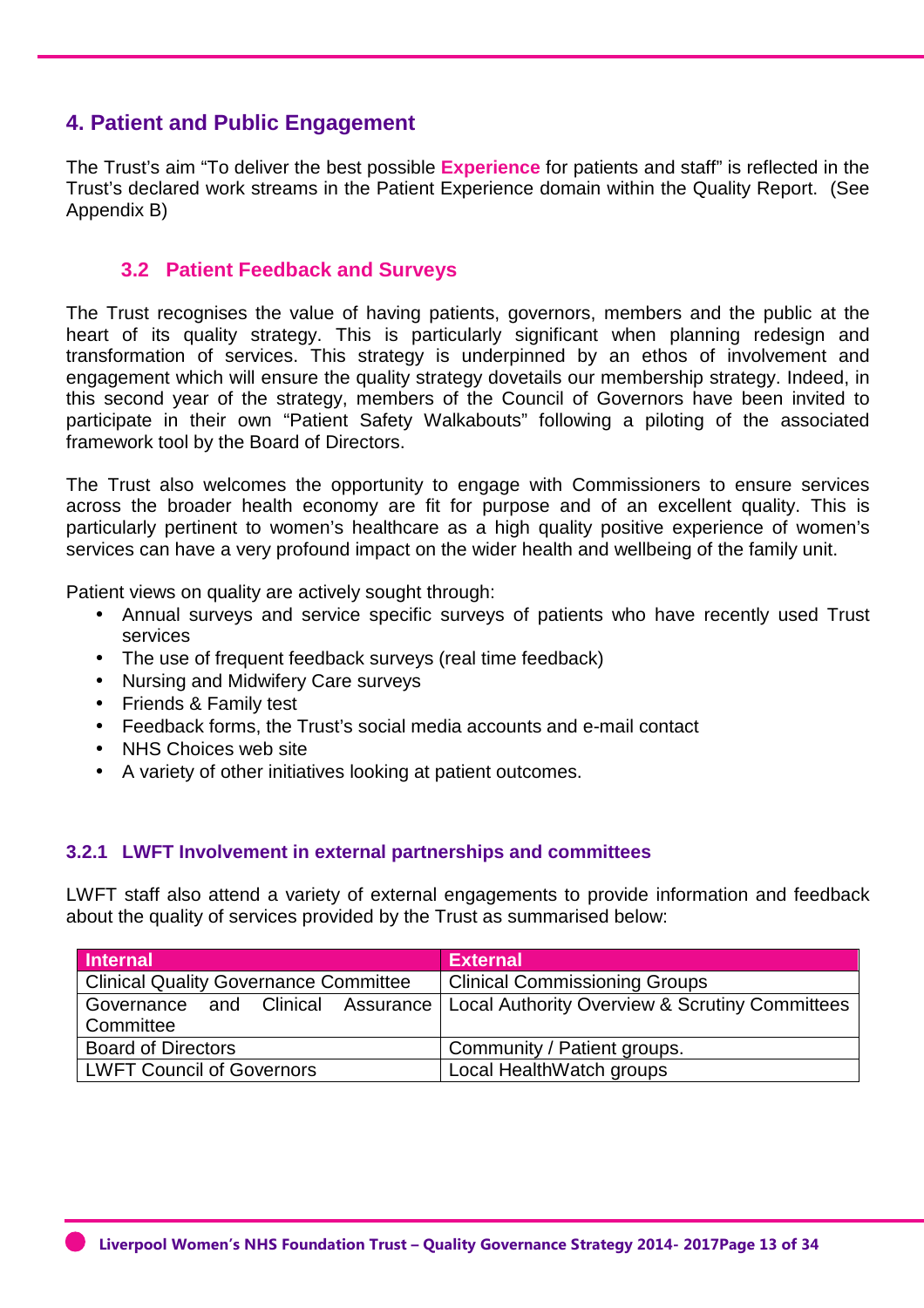## 4. Patient and Public Engagement

The Trust's aim "To deliver the best possible **Experience** for patients and staff" is reflected in the Trust's declared work streams in the Patient Experience domain within the Quality Report. (See Appendix B)

### 3.2 Patient Feedback and Surveys

The Trust recognises the value of having patients, governors, members and the public at the heart of its quality strategy. This is particularly significant when planning redesign and transformation of services. This strategy is underpinned by an ethos of involvement and engagement which will ensure the quality strategy dovetails our membership strategy. Indeed, in this second year of the strategy, members of the Council of Governors have been invited to participate in their own "Patient Safety Walkabouts" following a piloting of the associated framework tool by the Board of Directors.

The Trust also welcomes the opportunity to engage with Commissioners to ensure services across the broader health economy are fit for purpose and of an excellent quality. This is particularly pertinent to women's healthcare as a high quality positive experience of women's services can have a very profound impact on the wider health and wellbeing of the family unit.

Patient views on quality are actively sought through:

- Annual surveys and service specific surveys of patients who have recently used Trust services
- The use of frequent feedback surveys (real time feedback)
- Nursing and Midwifery Care surveys
- Friends & Family test
- Feedback forms, the Trust's social media accounts and e-mail contact
- NHS Choices web site
- A variety of other initiatives looking at patient outcomes.

#### 3.2.1 LWFT Involvement in external partnerships and committees

LWFT staff also attend a variety of external engagements to provide information and feedback about the quality of services provided by the Trust as summarised below:

| Internal | External |
|---|---|
| Clinical Quality Governance Committee | Clinical Commissioning Groups |
| Governance and Clinical Assurance Committee | Local Authority Overview & Scrutiny Committees |
| Board of Directors | Community / Patient groups. |
| LWFT Council of Governors | Local HealthWatch groups |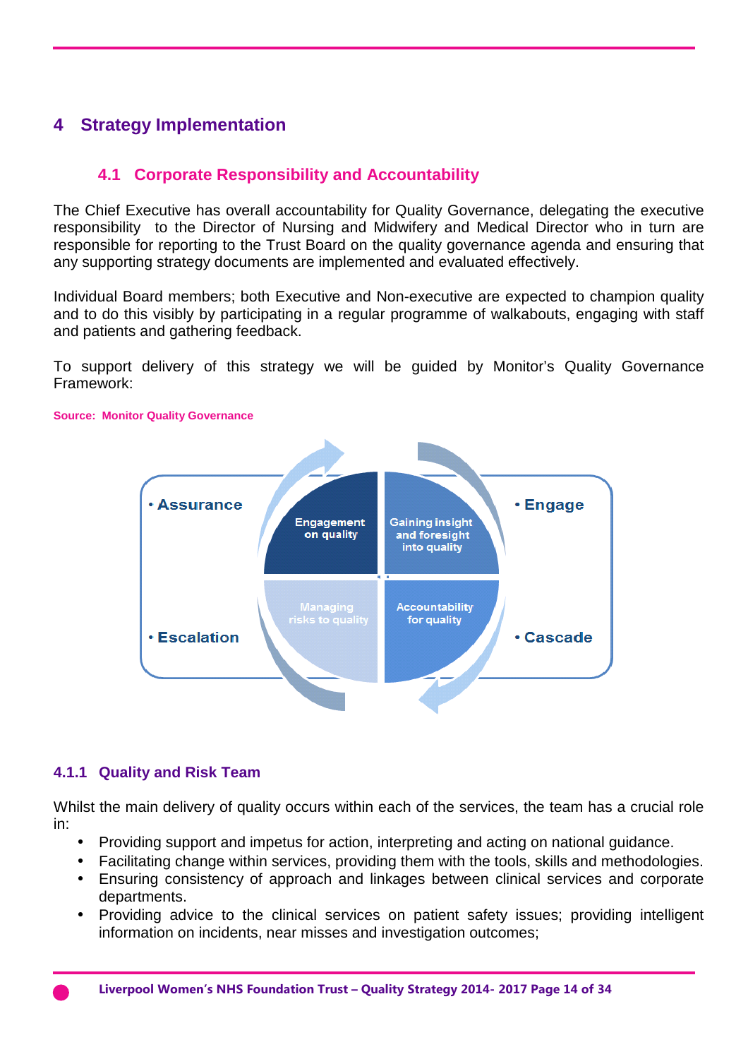# 4 Strategy Implementation

## 4.1 Corporate Responsibility and Accountability

The Chief Executive has overall accountability for Quality Governance, delegating the executive responsibility to the Director of Nursing and Midwifery and Medical Director who in turn are responsible for reporting to the Trust Board on the quality governance agenda and ensuring that any supporting strategy documents are implemented and evaluated effectively.

Individual Board members; both Executive and Non-executive are expected to champion quality and to do this visibly by participating in a regular programme of walkabouts, engaging with staff and patients and gathering feedback.

To support delivery of this strategy we will be guided by Monitor's Quality Governance Framework:

**Source: Monitor Quality Governance**

- Assurance
- Engage
- Escalation
- Cascade

Engagement on quality

Gaining insight and foresight into quality

Managing risks to quality

Accountability for quality

### 4.1.1 Quality and Risk Team

Whilst the main delivery of quality occurs within each of the services, the team has a crucial role in:

- Providing support and impetus for action, interpreting and acting on national guidance.
- Facilitating change within services, providing them with the tools, skills and methodologies.
- Ensuring consistency of approach and linkages between clinical services and corporate departments.
- Providing advice to the clinical services on patient safety issues; providing intelligent information on incidents, near misses and investigation outcomes;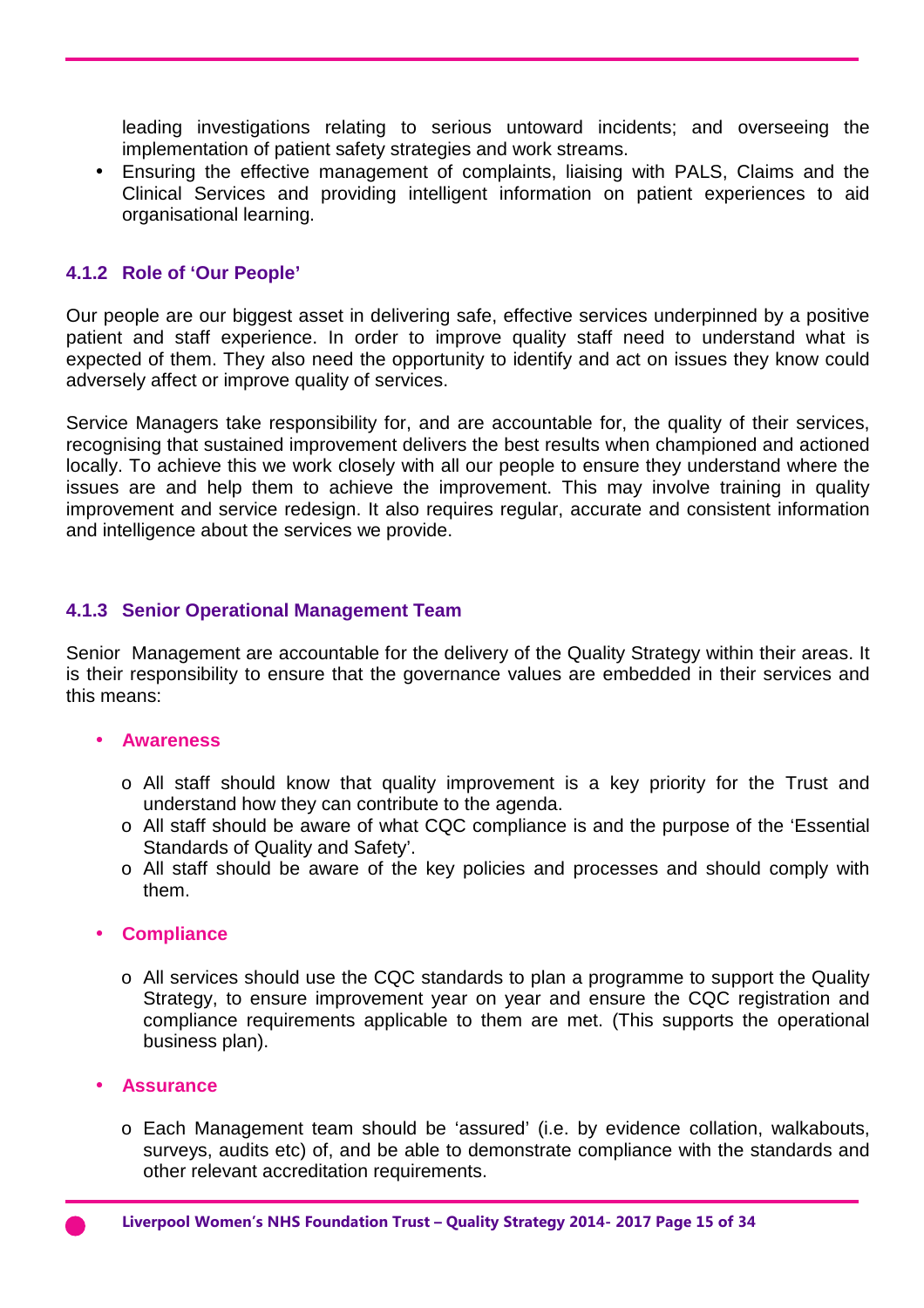leading investigations relating to serious untoward incidents; and overseeing the implementation of patient safety strategies and work streams.

- Ensuring the effective management of complaints, liaising with PALS, Claims and the Clinical Services and providing intelligent information on patient experiences to aid organisational learning.

### 4.1.2 Role of 'Our People'

Our people are our biggest asset in delivering safe, effective services underpinned by a positive patient and staff experience. In order to improve quality staff need to understand what is expected of them. They also need the opportunity to identify and act on issues they know could adversely affect or improve quality of services.

Service Managers take responsibility for, and are accountable for, the quality of their services, recognising that sustained improvement delivers the best results when championed and actioned locally. To achieve this we work closely with all our people to ensure they understand where the issues are and help them to achieve the improvement. This may involve training in quality improvement and service redesign. It also requires regular, accurate and consistent information and intelligence about the services we provide.

### 4.1.3 Senior Operational Management Team

Senior Management are accountable for the delivery of the Quality Strategy within their areas. It is their responsibility to ensure that the governance values are embedded in their services and this means:

- **Awareness**
  - All staff should know that quality improvement is a key priority for the Trust and understand how they can contribute to the agenda.
  - All staff should be aware of what CQC compliance is and the purpose of the 'Essential Standards of Quality and Safety'.
  - All staff should be aware of the key policies and processes and should comply with them.

- **Compliance**
  - All services should use the CQC standards to plan a programme to support the Quality Strategy, to ensure improvement year on year and ensure the CQC registration and compliance requirements applicable to them are met. (This supports the operational business plan).

- **Assurance**
  - Each Management team should be 'assured' (i.e. by evidence collation, walkabouts, surveys, audits etc) of, and be able to demonstrate compliance with the standards and other relevant accreditation requirements.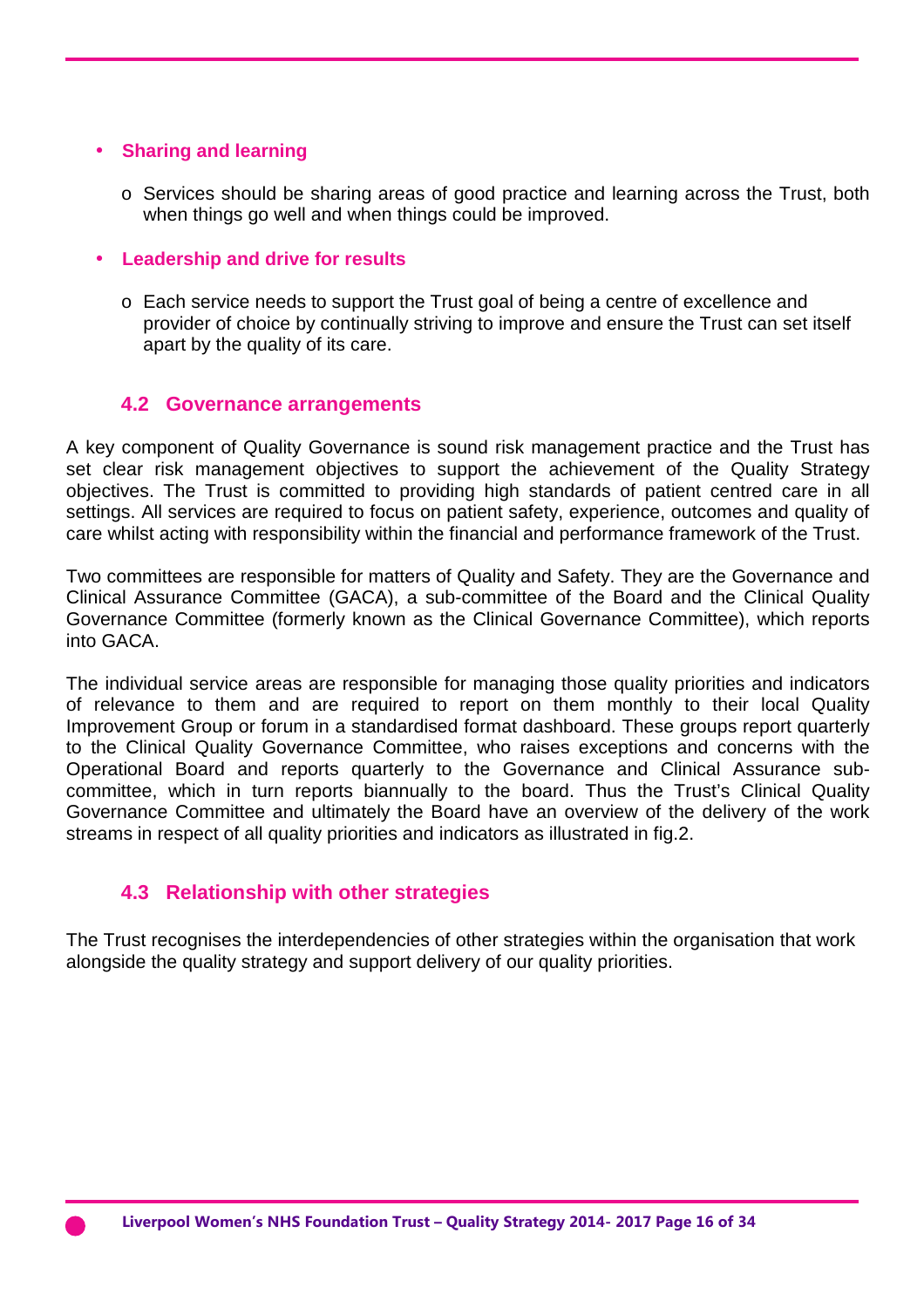- **Sharing and learning**
  - Services should be sharing areas of good practice and learning across the Trust, both when things go well and when things could be improved.
- **Leadership and drive for results**
  - Each service needs to support the Trust goal of being a centre of excellence and provider of choice by continually striving to improve and ensure the Trust can set itself apart by the quality of its care.

### 4.2 Governance arrangements

A key component of Quality Governance is sound risk management practice and the Trust has set clear risk management objectives to support the achievement of the Quality Strategy objectives. The Trust is committed to providing high standards of patient centred care in all settings. All services are required to focus on patient safety, experience, outcomes and quality of care whilst acting with responsibility within the financial and performance framework of the Trust.

Two committees are responsible for matters of Quality and Safety. They are the Governance and Clinical Assurance Committee (GACA), a sub-committee of the Board and the Clinical Quality Governance Committee (formerly known as the Clinical Governance Committee), which reports into GACA.

The individual service areas are responsible for managing those quality priorities and indicators of relevance to them and are required to report on them monthly to their local Quality Improvement Group or forum in a standardised format dashboard. These groups report quarterly to the Clinical Quality Governance Committee, who raises exceptions and concerns with the Operational Board and reports quarterly to the Governance and Clinical Assurance sub-committee, which in turn reports biannually to the board. Thus the Trust's Clinical Quality Governance Committee and ultimately the Board have an overview of the delivery of the work streams in respect of all quality priorities and indicators as illustrated in fig.2.

### 4.3 Relationship with other strategies

The Trust recognises the interdependencies of other strategies within the organisation that work alongside the quality strategy and support delivery of our quality priorities.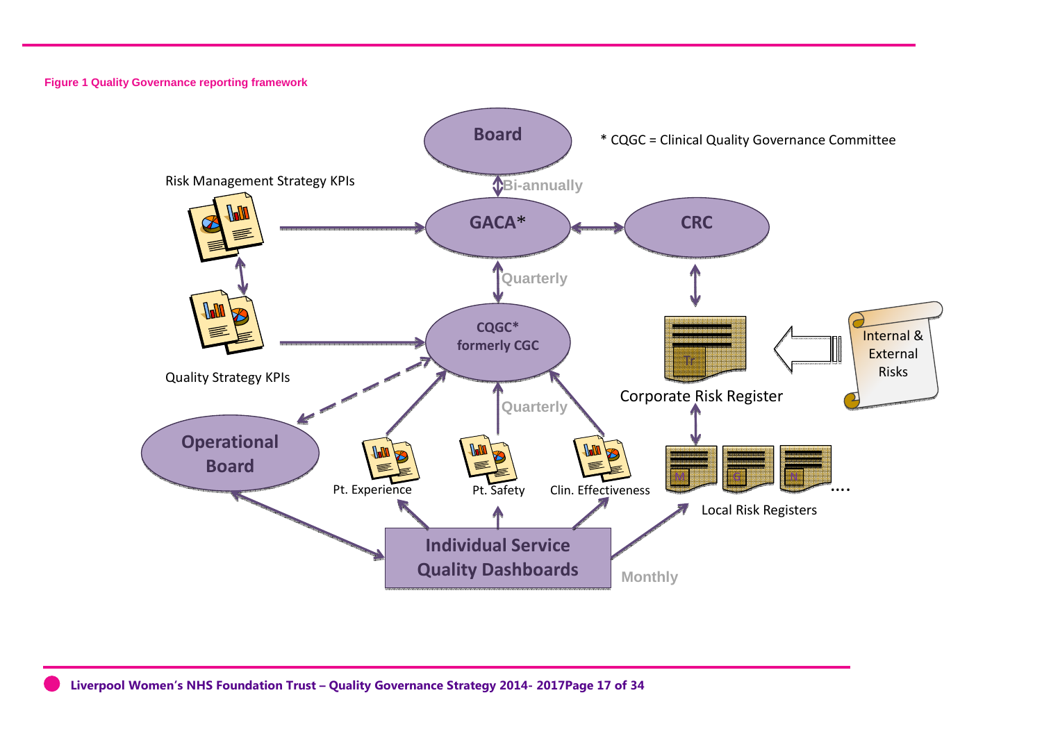**Figure 1 Quality Governance reporting framework**

Board

* CQGC = Clinical Quality Governance Committee

Bi-annually

Risk Management Strategy KPIs

GACA*

CRC

Quarterly

CQGC*
formerly CGC

Quality Strategy KPIs

Internal & External Risks

Corporate Risk Register

Quarterly

Operational Board

Pt. Experience

Pt. Safety

Clin. Effectiveness

Local Risk Registers

Individual Service Quality Dashboards

Monthly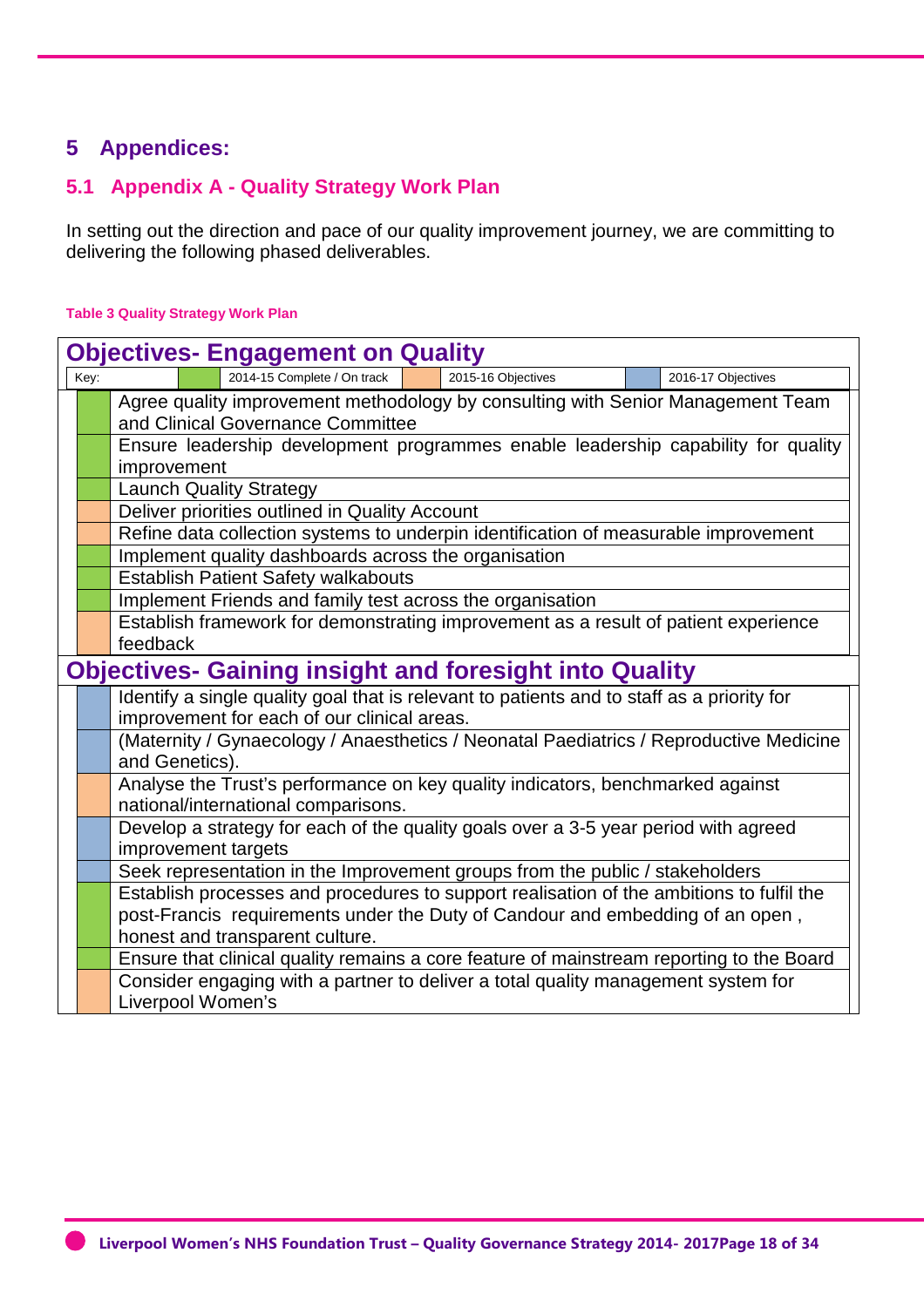# 5 Appendices:

## 5.1 Appendix A - Quality Strategy Work Plan

In setting out the direction and pace of our quality improvement journey, we are committing to delivering the following phased deliverables.

**Table 3 Quality Strategy Work Plan**

**Objectives- Engagement on Quality**

Key: Green = 2014-15 Complete / On track; Orange = 2015-16 Objectives; Blue = 2016-17 Objectives

| Status | Objective |
|---|---|
| 2014-15 Complete / On track | Agree quality improvement methodology by consulting with Senior Management Team and Clinical Governance Committee |
| 2014-15 Complete / On track | Ensure leadership development programmes enable leadership capability for quality improvement |
| 2014-15 Complete / On track | Launch Quality Strategy |
| 2015-16 Objectives | Deliver priorities outlined in Quality Account |
| 2015-16 Objectives | Refine data collection systems to underpin identification of measurable improvement |
| 2014-15 Complete / On track | Implement quality dashboards across the organisation |
| 2014-15 Complete / On track | Establish Patient Safety walkabouts |
| 2014-15 Complete / On track | Implement Friends and family test across the organisation |
| 2015-16 Objectives | Establish framework for demonstrating improvement as a result of patient experience feedback |

**Objectives- Gaining insight and foresight into Quality**

| Status | Objective |
|---|---|
| 2016-17 Objectives | Identify a single quality goal that is relevant to patients and to staff as a priority for improvement for each of our clinical areas. |
| 2016-17 Objectives | (Maternity / Gynaecology / Anaesthetics / Neonatal Paediatrics / Reproductive Medicine and Genetics). |
| 2015-16 Objectives | Analyse the Trust's performance on key quality indicators, benchmarked against national/international comparisons. |
| 2016-17 Objectives | Develop a strategy for each of the quality goals over a 3-5 year period with agreed improvement targets |
| 2016-17 Objectives | Seek representation in the Improvement groups from the public / stakeholders |
| 2014-15 Complete / On track | Establish processes and procedures to support realisation of the ambitions to fulfil the post-Francis requirements under the Duty of Candour and embedding of an open , honest and transparent culture. |
| 2014-15 Complete / On track | Ensure that clinical quality remains a core feature of mainstream reporting to the Board |
| 2015-16 Objectives | Consider engaging with a partner to deliver a total quality management system for Liverpool Women's |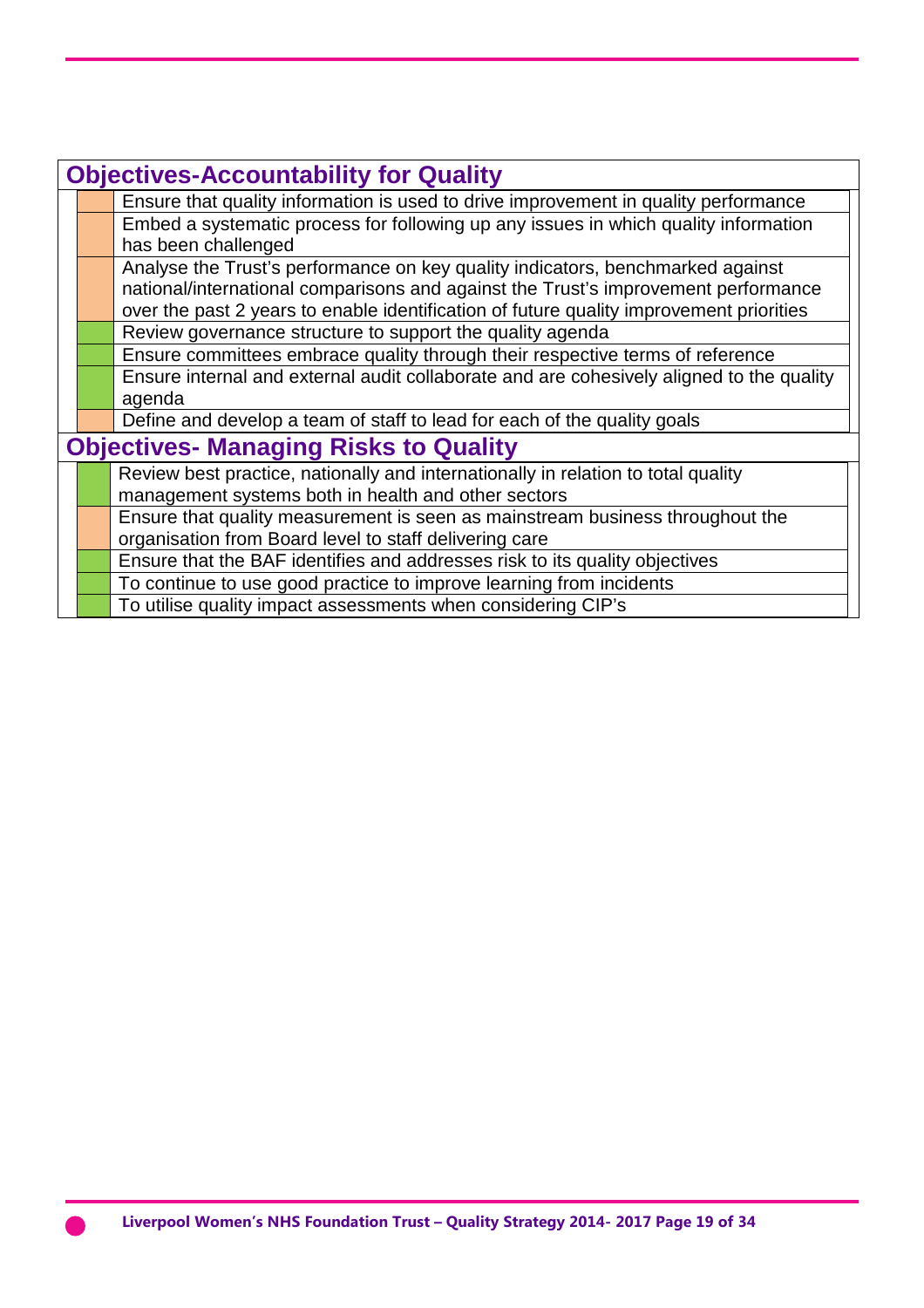## Objectives-Accountability for Quality

| Status | Objective |
|---|---|
| | Ensure that quality information is used to drive improvement in quality performance |
| | Embed a systematic process for following up any issues in which quality information has been challenged |
| | Analyse the Trust's performance on key quality indicators, benchmarked against national/international comparisons and against the Trust's improvement performance over the past 2 years to enable identification of future quality improvement priorities |
| | Review governance structure to support the quality agenda |
| | Ensure committees embrace quality through their respective terms of reference |
| | Ensure internal and external audit collaborate and are cohesively aligned to the quality agenda |
| | Define and develop a team of staff to lead for each of the quality goals |

## Objectives- Managing Risks to Quality

| Status | Objective |
|---|---|
| | Review best practice, nationally and internationally in relation to total quality management systems both in health and other sectors |
| | Ensure that quality measurement is seen as mainstream business throughout the organisation from Board level to staff delivering care |
| | Ensure that the BAF identifies and addresses risk to its quality objectives |
| | To continue to use good practice to improve learning from incidents |
| | To utilise quality impact assessments when considering CIP's |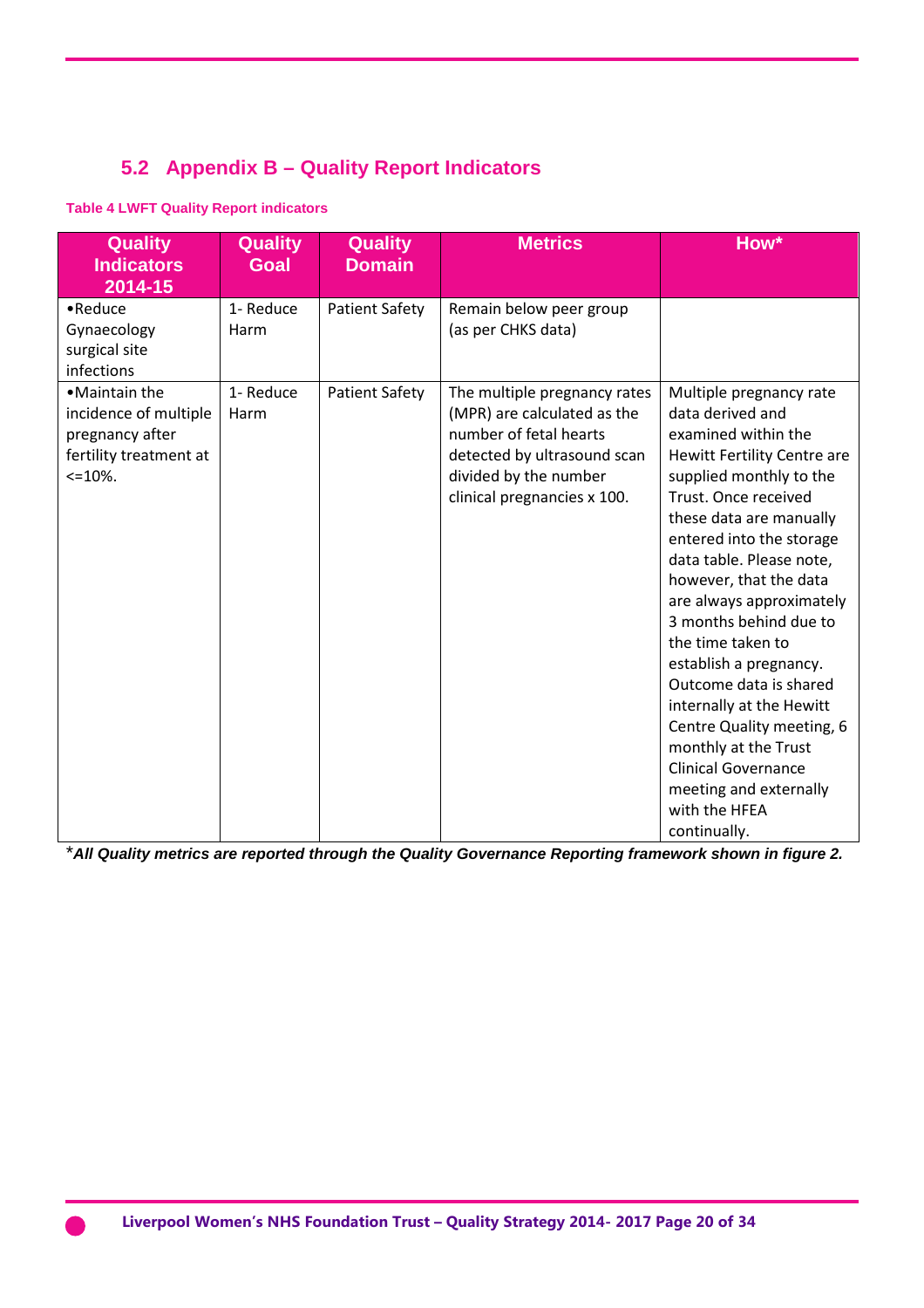## 5.2 Appendix B – Quality Report Indicators

**Table 4 LWFT Quality Report indicators**

| Quality Indicators 2014-15 | Quality Goal | Quality Domain | Metrics | How* |
|---|---|---|---|---|
| •Reduce Gynaecology surgical site infections | 1- Reduce Harm | Patient Safety | Remain below peer group (as per CHKS data) | |
| •Maintain the incidence of multiple pregnancy after fertility treatment at <=10%. | 1- Reduce Harm | Patient Safety | The multiple pregnancy rates (MPR) are calculated as the number of fetal hearts detected by ultrasound scan divided by the number clinical pregnancies x 100. | Multiple pregnancy rate data derived and examined within the Hewitt Fertility Centre are supplied monthly to the Trust. Once received these data are manually entered into the storage data table. Please note, however, that the data are always approximately 3 months behind due to the time taken to establish a pregnancy. Outcome data is shared internally at the Hewitt Centre Quality meeting, 6 monthly at the Trust Clinical Governance meeting and externally with the HFEA continually. |

**All Quality metrics are reported through the Quality Governance Reporting framework shown in figure 2.*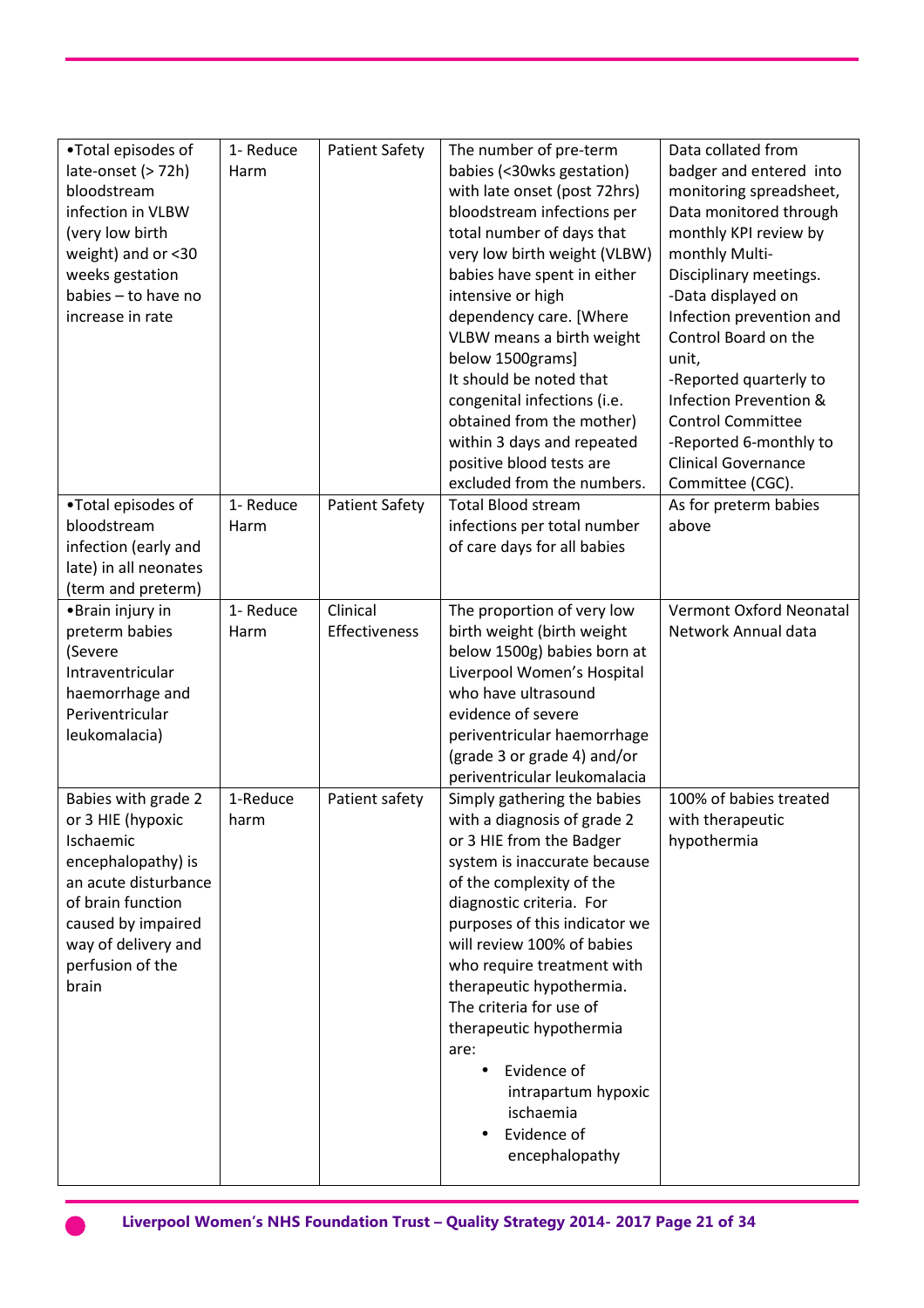| | | | | |
|---|---|---|---|---|
| •Total episodes of late-onset (> 72h) bloodstream infection in VLBW (very low birth weight) and or <30 weeks gestation babies – to have no increase in rate | 1- Reduce Harm | Patient Safety | The number of pre-term babies (<30wks gestation) with late onset (post 72hrs) bloodstream infections per total number of days that very low birth weight (VLBW) babies have spent in either intensive or high dependency care. [Where VLBW means a birth weight below 1500grams]<br>It should be noted that congenital infections (i.e. obtained from the mother) within 3 days and repeated positive blood tests are excluded from the numbers. | Data collated from badger and entered into monitoring spreadsheet, Data monitored through monthly KPI review by monthly Multi-Disciplinary meetings.<br>-Data displayed on Infection prevention and Control Board on the unit,<br>-Reported quarterly to Infection Prevention & Control Committee<br>-Reported 6-monthly to Clinical Governance Committee (CGC). |
| •Total episodes of bloodstream infection (early and late) in all neonates (term and preterm) | 1- Reduce Harm | Patient Safety | Total Blood stream infections per total number of care days for all babies | As for preterm babies above |
| •Brain injury in preterm babies (Severe Intraventricular haemorrhage and Periventricular leukomalacia) | 1- Reduce Harm | Clinical Effectiveness | The proportion of very low birth weight (birth weight below 1500g) babies born at Liverpool Women's Hospital who have ultrasound evidence of severe periventricular haemorrhage (grade 3 or grade 4) and/or periventricular leukomalacia | Vermont Oxford Neonatal Network Annual data |
| Babies with grade 2 or 3 HIE (hypoxic Ischaemic encephalopathy) is an acute disturbance of brain function caused by impaired way of delivery and perfusion of the brain | 1-Reduce harm | Patient safety | Simply gathering the babies with a diagnosis of grade 2 or 3 HIE from the Badger system is inaccurate because of the complexity of the diagnostic criteria. For purposes of this indicator we will review 100% of babies who require treatment with therapeutic hypothermia. The criteria for use of therapeutic hypothermia are:<br>• Evidence of intrapartum hypoxic ischaemia<br>• Evidence of encephalopathy | 100% of babies treated with therapeutic hypothermia |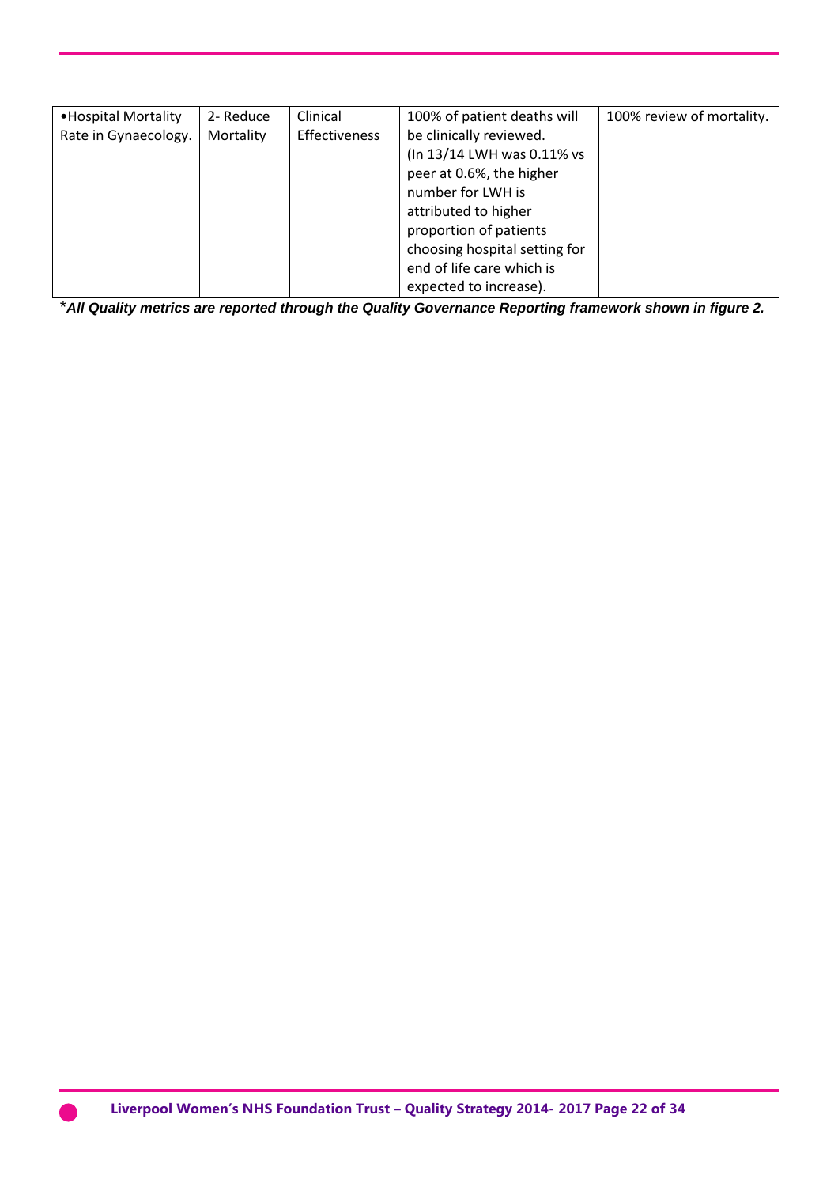| •Hospital Mortality Rate in Gynaecology. | 2- Reduce Mortality | Clinical Effectiveness | 100% of patient deaths will be clinically reviewed. (In 13/14 LWH was 0.11% vs peer at 0.6%, the higher number for LWH is attributed to higher proportion of patients choosing hospital setting for end of life care which is expected to increase). | 100% review of mortality. |
|---|---|---|---|---|

*All Quality metrics are reported through the Quality Governance Reporting framework shown in figure 2.*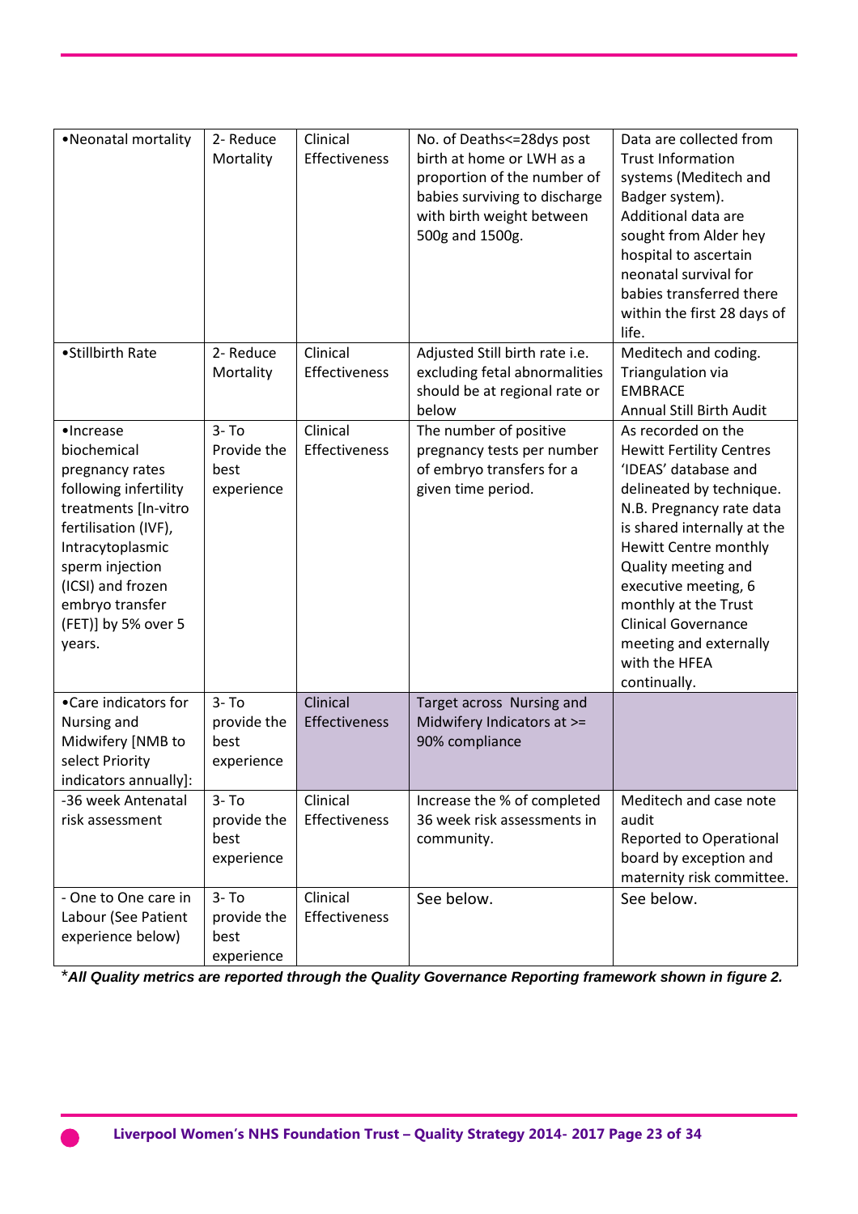| | | | | |
|---|---|---|---|---|
| •Neonatal mortality | 2- Reduce Mortality | Clinical Effectiveness | No. of Deaths<=28dys post birth at home or LWH as a proportion of the number of babies surviving to discharge with birth weight between 500g and 1500g. | Data are collected from Trust Information systems (Meditech and Badger system). Additional data are sought from Alder hey hospital to ascertain neonatal survival for babies transferred there within the first 28 days of life. |
| •Stillbirth Rate | 2- Reduce Mortality | Clinical Effectiveness | Adjusted Still birth rate i.e. excluding fetal abnormalities should be at regional rate or below | Meditech and coding. Triangulation via EMBRACE Annual Still Birth Audit |
| •Increase biochemical pregnancy rates following infertility treatments [In-vitro fertilisation (IVF), Intracytoplasmic sperm injection (ICSI) and frozen embryo transfer (FET)] by 5% over 5 years. | 3- To Provide the best experience | Clinical Effectiveness | The number of positive pregnancy tests per number of embryo transfers for a given time period. | As recorded on the Hewitt Fertility Centres 'IDEAS' database and delineated by technique. N.B. Pregnancy rate data is shared internally at the Hewitt Centre monthly Quality meeting and executive meeting, 6 monthly at the Trust Clinical Governance meeting and externally with the HFEA continually. |
| •Care indicators for Nursing and Midwifery [NMB to select Priority indicators annually]: | 3- To provide the best experience | Clinical Effectiveness | Target across Nursing and Midwifery Indicators at >= 90% compliance | |
| -36 week Antenatal risk assessment | 3- To provide the best experience | Clinical Effectiveness | Increase the % of completed 36 week risk assessments in community. | Meditech and case note audit Reported to Operational board by exception and maternity risk committee. |
| - One to One care in Labour (See Patient experience below) | 3- To provide the best experience | Clinical Effectiveness | See below. | See below. |

*_**All Quality metrics are reported through the Quality Governance Reporting framework shown in figure 2.**_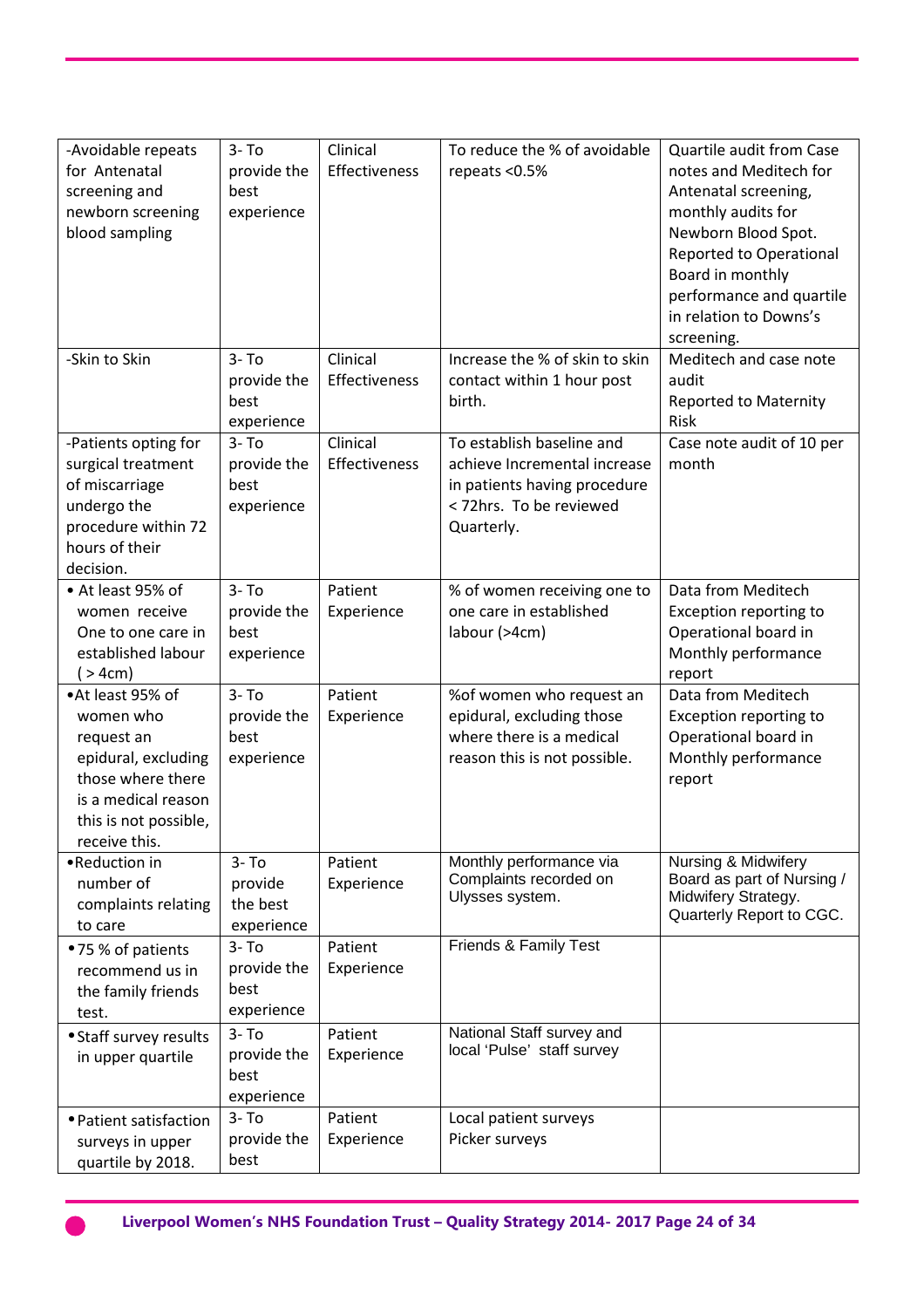| -Avoidable repeats for Antenatal screening and newborn screening blood sampling | 3- To provide the best experience | Clinical Effectiveness | To reduce the % of avoidable repeats <0.5% | Quartile audit from Case notes and Meditech for Antenatal screening, monthly audits for Newborn Blood Spot. Reported to Operational Board in monthly performance and quartile in relation to Downs's screening. |
|---|---|---|---|---|
| -Skin to Skin | 3- To provide the best experience | Clinical Effectiveness | Increase the % of skin to skin contact within 1 hour post birth. | Meditech and case note audit<br>Reported to Maternity Risk |
| -Patients opting for surgical treatment of miscarriage undergo the procedure within 72 hours of their decision. | 3- To provide the best experience | Clinical Effectiveness | To establish baseline and achieve Incremental increase in patients having procedure < 72hrs. To be reviewed Quarterly. | Case note audit of 10 per month |
| • At least 95% of women receive One to one care in established labour ( > 4cm) | 3- To provide the best experience | Patient Experience | % of women receiving one to one care in established labour (>4cm) | Data from Meditech Exception reporting to Operational board in Monthly performance report |
| •At least 95% of women who request an epidural, excluding those where there is a medical reason this is not possible, receive this. | 3- To provide the best experience | Patient Experience | %of women who request an epidural, excluding those where there is a medical reason this is not possible. | Data from Meditech Exception reporting to Operational board in Monthly performance report |
| •Reduction in number of complaints relating to care | 3- To provide the best experience | Patient Experience | Monthly performance via Complaints recorded on Ulysses system. | Nursing & Midwifery Board as part of Nursing / Midwifery Strategy. Quarterly Report to CGC. |
| •75 % of patients recommend us in the family friends test. | 3- To provide the best experience | Patient Experience | Friends & Family Test | |
| •Staff survey results in upper quartile | 3- To provide the best experience | Patient Experience | National Staff survey and local 'Pulse' staff survey | |
| •Patient satisfaction surveys in upper quartile by 2018. | 3- To provide the best | Patient Experience | Local patient surveys<br>Picker surveys | |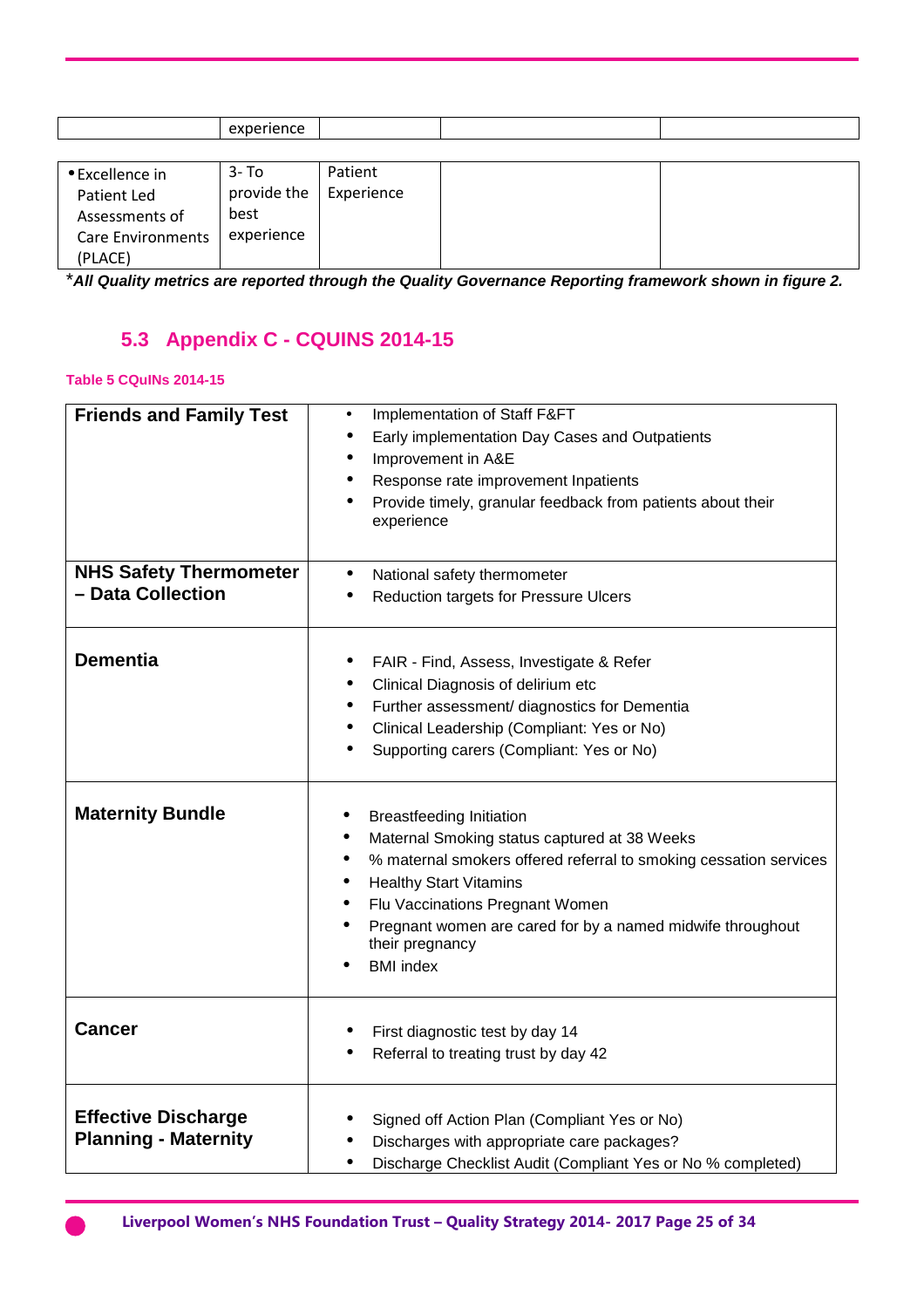| | experience | | | |
|---|---|---|---|---|

| • Excellence in Patient Led Assessments of Care Environments (PLACE) | 3- To provide the best experience | Patient Experience | | |
|---|---|---|---|---|

*All Quality metrics are reported through the Quality Governance Reporting framework shown in figure 2.*

## 5.3 Appendix C - CQUINS 2014-15

**Table 5 CQuINs 2014-15**

| | |
|---|---|
| **Friends and Family Test** | • Implementation of Staff F&FT<br>• Early implementation Day Cases and Outpatients<br>• Improvement in A&E<br>• Response rate improvement Inpatients<br>• Provide timely, granular feedback from patients about their experience |
| **NHS Safety Thermometer – Data Collection** | • National safety thermometer<br>• Reduction targets for Pressure Ulcers |
| **Dementia** | • FAIR - Find, Assess, Investigate & Refer<br>• Clinical Diagnosis of delirium etc<br>• Further assessment/ diagnostics for Dementia<br>• Clinical Leadership (Compliant: Yes or No)<br>• Supporting carers (Compliant: Yes or No) |
| **Maternity Bundle** | • Breastfeeding Initiation<br>• Maternal Smoking status captured at 38 Weeks<br>• % maternal smokers offered referral to smoking cessation services<br>• Healthy Start Vitamins<br>• Flu Vaccinations Pregnant Women<br>• Pregnant women are cared for by a named midwife throughout their pregnancy<br>• BMI index |
| **Cancer** | • First diagnostic test by day 14<br>• Referral to treating trust by day 42 |
| **Effective Discharge Planning - Maternity** | • Signed off Action Plan (Compliant Yes or No)<br>• Discharges with appropriate care packages?<br>• Discharge Checklist Audit (Compliant Yes or No % completed) |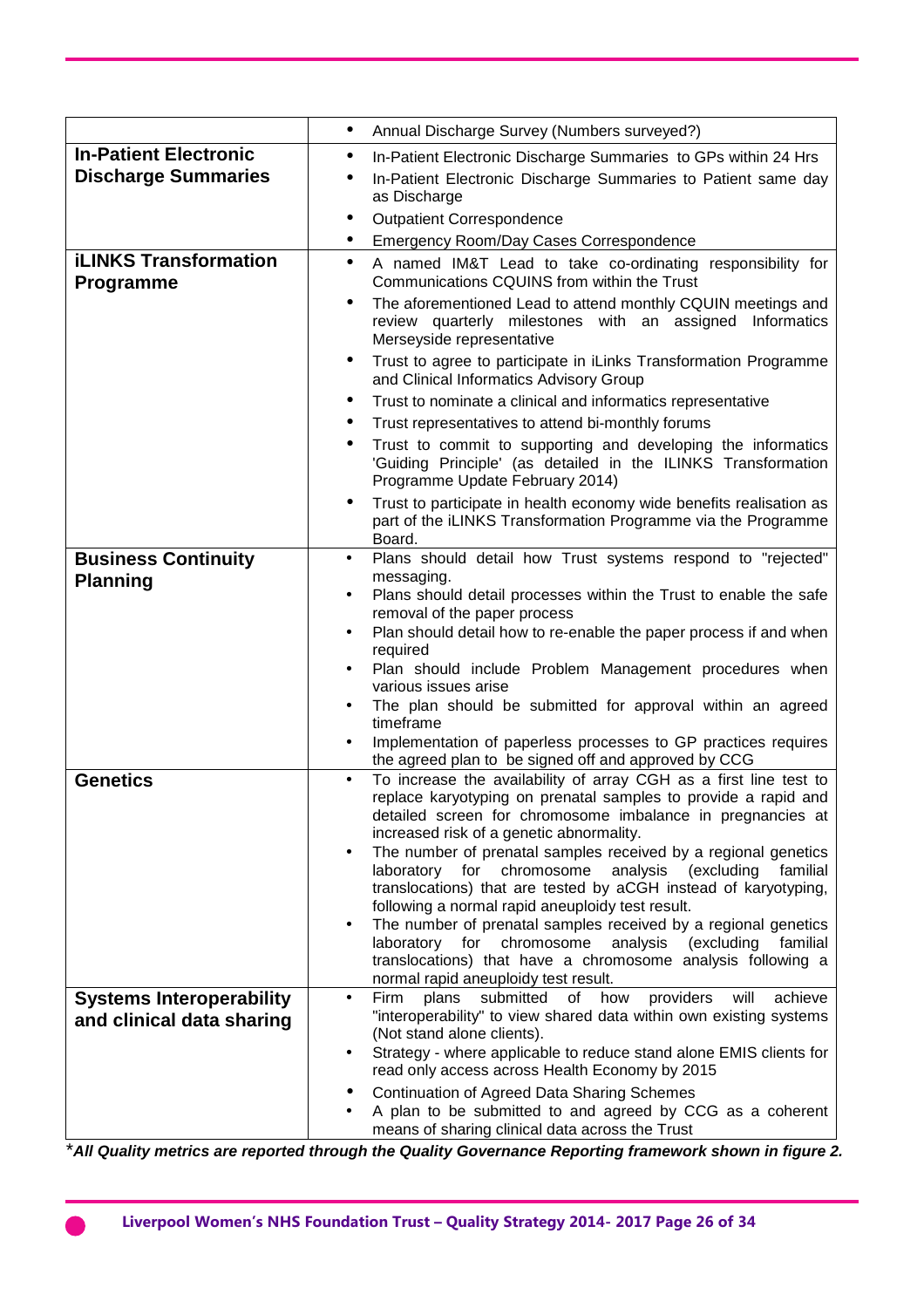| | |
|---|---|
| | • Annual Discharge Survey (Numbers surveyed?) |
| **In-Patient Electronic Discharge Summaries** | • In-Patient Electronic Discharge Summaries to GPs within 24 Hrs<br>• In-Patient Electronic Discharge Summaries to Patient same day as Discharge<br>• Outpatient Correspondence<br>• Emergency Room/Day Cases Correspondence |
| **iLINKS Transformation Programme** | • A named IM&T Lead to take co-ordinating responsibility for Communications CQUINS from within the Trust<br>• The aforementioned Lead to attend monthly CQUIN meetings and review quarterly milestones with an assigned Informatics Merseyside representative<br>• Trust to agree to participate in iLinks Transformation Programme and Clinical Informatics Advisory Group<br>• Trust to nominate a clinical and informatics representative<br>• Trust representatives to attend bi-monthly forums<br>• Trust to commit to supporting and developing the informatics 'Guiding Principle' (as detailed in the ILINKS Transformation Programme Update February 2014)<br>• Trust to participate in health economy wide benefits realisation as part of the iLINKS Transformation Programme via the Programme Board. |
| **Business Continuity Planning** | • Plans should detail how Trust systems respond to "rejected" messaging.<br>• Plans should detail processes within the Trust to enable the safe removal of the paper process<br>• Plan should detail how to re-enable the paper process if and when required<br>• Plan should include Problem Management procedures when various issues arise<br>• The plan should be submitted for approval within an agreed timeframe<br>• Implementation of paperless processes to GP practices requires the agreed plan to be signed off and approved by CCG |
| **Genetics** | • To increase the availability of array CGH as a first line test to replace karyotyping on prenatal samples to provide a rapid and detailed screen for chromosome imbalance in pregnancies at increased risk of a genetic abnormality.<br>• The number of prenatal samples received by a regional genetics laboratory for chromosome analysis (excluding familial translocations) that are tested by aCGH instead of karyotyping, following a normal rapid aneuploidy test result.<br>• The number of prenatal samples received by a regional genetics laboratory for chromosome analysis (excluding familial translocations) that have a chromosome analysis following a normal rapid aneuploidy test result. |
| **Systems Interoperability and clinical data sharing** | • Firm plans submitted of how providers will achieve "interoperability" to view shared data within own existing systems (Not stand alone clients).<br>• Strategy - where applicable to reduce stand alone EMIS clients for read only access across Health Economy by 2015<br>• Continuation of Agreed Data Sharing Schemes<br>• A plan to be submitted to and agreed by CCG as a coherent means of sharing clinical data across the Trust |

*\*All Quality metrics are reported through the Quality Governance Reporting framework shown in figure 2.*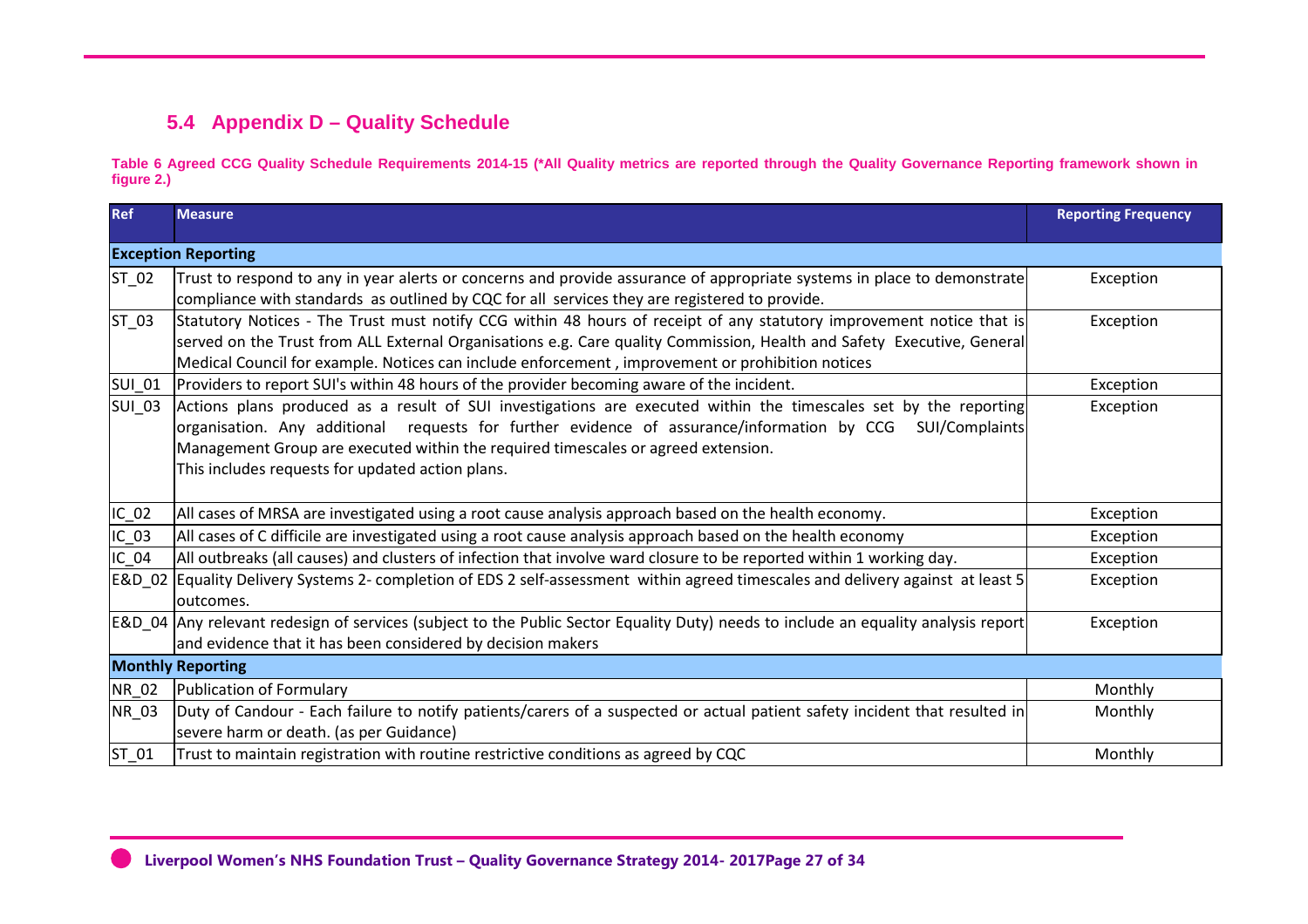## 5.4 Appendix D – Quality Schedule

**Table 6 Agreed CCG Quality Schedule Requirements 2014-15 (*All Quality metrics are reported through the Quality Governance Reporting framework shown in figure 2.)**

| Ref | Measure | Reporting Frequency |
|---|---|---|
| **Exception Reporting** | | |
| ST_02 | Trust to respond to any in year alerts or concerns and provide assurance of appropriate systems in place to demonstrate compliance with standards as outlined by CQC for all services they are registered to provide. | Exception |
| ST_03 | Statutory Notices - The Trust must notify CCG within 48 hours of receipt of any statutory improvement notice that is served on the Trust from ALL External Organisations e.g. Care quality Commission, Health and Safety Executive, General Medical Council for example. Notices can include enforcement , improvement or prohibition notices | Exception |
| SUI_01 | Providers to report SUI's within 48 hours of the provider becoming aware of the incident. | Exception |
| SUI_03 | Actions plans produced as a result of SUI investigations are executed within the timescales set by the reporting organisation. Any additional requests for further evidence of assurance/information by CCG SUI/Complaints Management Group are executed within the required timescales or agreed extension. This includes requests for updated action plans. | Exception |
| IC_02 | All cases of MRSA are investigated using a root cause analysis approach based on the health economy. | Exception |
| IC_03 | All cases of C difficile are investigated using a root cause analysis approach based on the health economy | Exception |
| IC_04 | All outbreaks (all causes) and clusters of infection that involve ward closure to be reported within 1 working day. | Exception |
| E&D_02 | Equality Delivery Systems 2- completion of EDS 2 self-assessment within agreed timescales and delivery against at least 5 outcomes. | Exception |
| E&D_04 | Any relevant redesign of services (subject to the Public Sector Equality Duty) needs to include an equality analysis report and evidence that it has been considered by decision makers | Exception |
| **Monthly Reporting** | | |
| NR_02 | Publication of Formulary | Monthly |
| NR_03 | Duty of Candour - Each failure to notify patients/carers of a suspected or actual patient safety incident that resulted in severe harm or death. (as per Guidance) | Monthly |
| ST_01 | Trust to maintain registration with routine restrictive conditions as agreed by CQC | Monthly |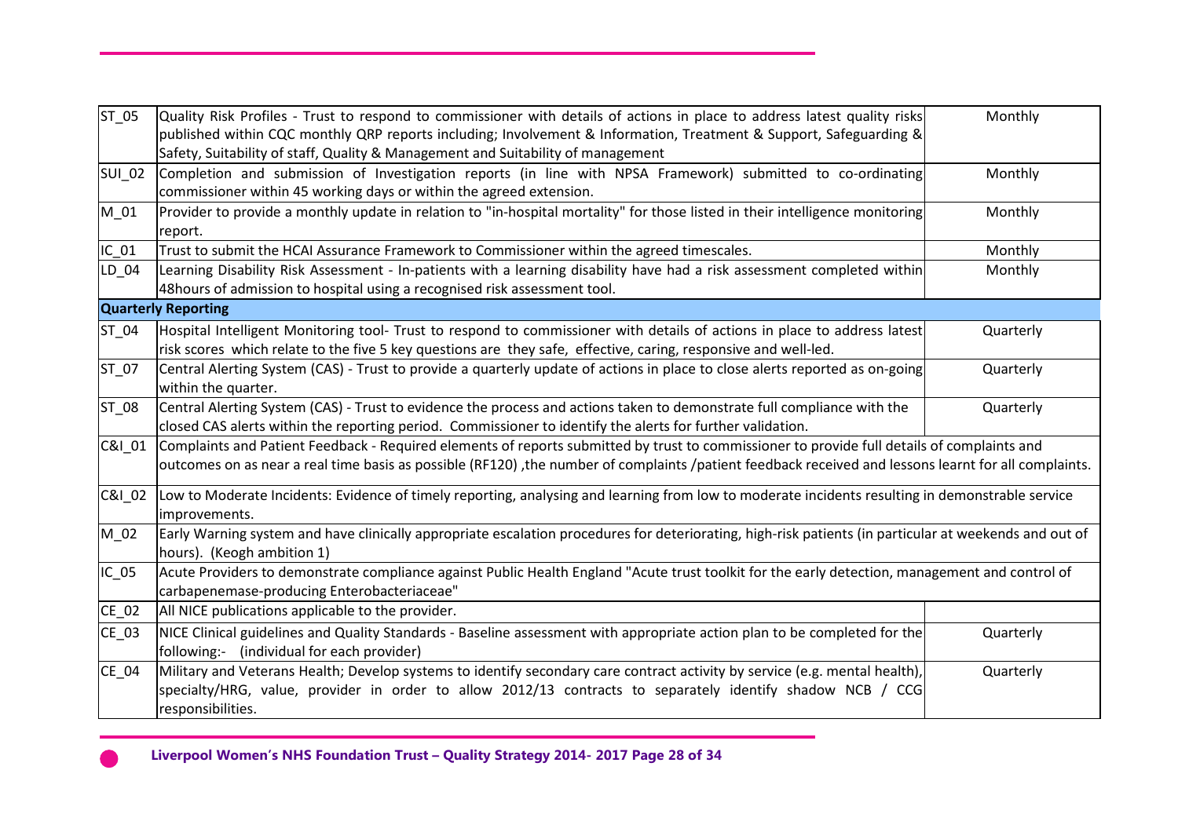| | | |
|---|---|---|
| ST_05 | Quality Risk Profiles - Trust to respond to commissioner with details of actions in place to address latest quality risks published within CQC monthly QRP reports including; Involvement & Information, Treatment & Support, Safeguarding & Safety, Suitability of staff, Quality & Management and Suitability of management | Monthly |
| SUI_02 | Completion and submission of Investigation reports (in line with NPSA Framework) submitted to co-ordinating commissioner within 45 working days or within the agreed extension. | Monthly |
| M_01 | Provider to provide a monthly update in relation to "in-hospital mortality" for those listed in their intelligence monitoring report. | Monthly |
| IC_01 | Trust to submit the HCAI Assurance Framework to Commissioner within the agreed timescales. | Monthly |
| LD_04 | Learning Disability Risk Assessment - In-patients with a learning disability have had a risk assessment completed within 48hours of admission to hospital using a recognised risk assessment tool. | Monthly |
| **Quarterly Reporting** | | |
| ST_04 | Hospital Intelligent Monitoring tool- Trust to respond to commissioner with details of actions in place to address latest risk scores which relate to the five 5 key questions are they safe, effective, caring, responsive and well-led. | Quarterly |
| ST_07 | Central Alerting System (CAS) - Trust to provide a quarterly update of actions in place to close alerts reported as on-going within the quarter. | Quarterly |
| ST_08 | Central Alerting System (CAS) - Trust to evidence the process and actions taken to demonstrate full compliance with the closed CAS alerts within the reporting period. Commissioner to identify the alerts for further validation. | Quarterly |
| C&I_01 | Complaints and Patient Feedback - Required elements of reports submitted by trust to commissioner to provide full details of complaints and outcomes on as near a real time basis as possible (RF120) ,the number of complaints /patient feedback received and lessons learnt for all complaints. | |
| C&I_02 | Low to Moderate Incidents: Evidence of timely reporting, analysing and learning from low to moderate incidents resulting in demonstrable service improvements. | |
| M_02 | Early Warning system and have clinically appropriate escalation procedures for deteriorating, high-risk patients (in particular at weekends and out of hours). (Keogh ambition 1) | |
| IC_05 | Acute Providers to demonstrate compliance against Public Health England "Acute trust toolkit for the early detection, management and control of carbapenemase-producing Enterobacteriaceae" | |
| CE_02 | All NICE publications applicable to the provider. | |
| CE_03 | NICE Clinical guidelines and Quality Standards - Baseline assessment with appropriate action plan to be completed for the following:- (individual for each provider) | Quarterly |
| CE_04 | Military and Veterans Health; Develop systems to identify secondary care contract activity by service (e.g. mental health), specialty/HRG, value, provider in order to allow 2012/13 contracts to separately identify shadow NCB / CCG responsibilities. | Quarterly |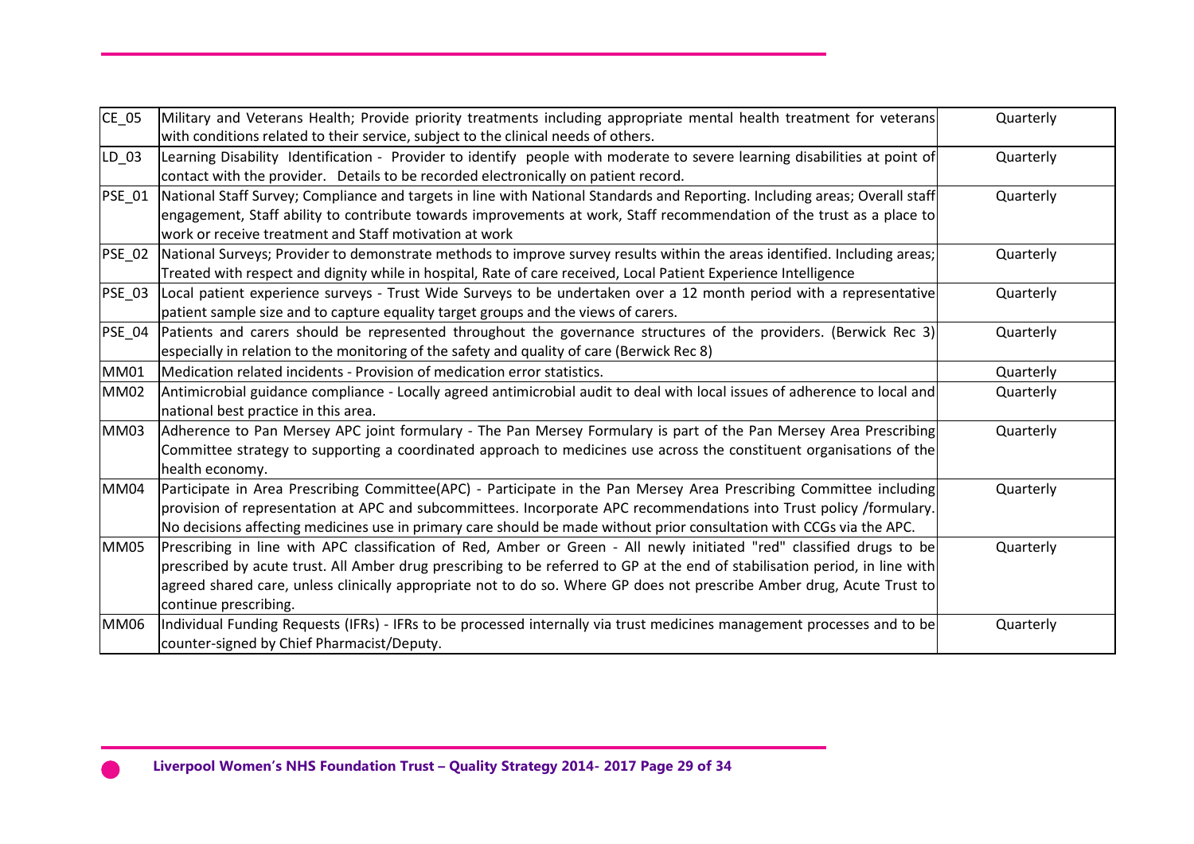| | | |
|---|---|---|
| CE_05 | Military and Veterans Health; Provide priority treatments including appropriate mental health treatment for veterans with conditions related to their service, subject to the clinical needs of others. | Quarterly |
| LD_03 | Learning Disability Identification - Provider to identify people with moderate to severe learning disabilities at point of contact with the provider. Details to be recorded electronically on patient record. | Quarterly |
| PSE_01 | National Staff Survey; Compliance and targets in line with National Standards and Reporting. Including areas; Overall staff engagement, Staff ability to contribute towards improvements at work, Staff recommendation of the trust as a place to work or receive treatment and Staff motivation at work | Quarterly |
| PSE_02 | National Surveys; Provider to demonstrate methods to improve survey results within the areas identified. Including areas; Treated with respect and dignity while in hospital, Rate of care received, Local Patient Experience Intelligence | Quarterly |
| PSE_03 | Local patient experience surveys - Trust Wide Surveys to be undertaken over a 12 month period with a representative patient sample size and to capture equality target groups and the views of carers. | Quarterly |
| PSE_04 | Patients and carers should be represented throughout the governance structures of the providers. (Berwick Rec 3) especially in relation to the monitoring of the safety and quality of care (Berwick Rec 8) | Quarterly |
| MM01 | Medication related incidents - Provision of medication error statistics. | Quarterly |
| MM02 | Antimicrobial guidance compliance - Locally agreed antimicrobial audit to deal with local issues of adherence to local and national best practice in this area. | Quarterly |
| MM03 | Adherence to Pan Mersey APC joint formulary - The Pan Mersey Formulary is part of the Pan Mersey Area Prescribing Committee strategy to supporting a coordinated approach to medicines use across the constituent organisations of the health economy. | Quarterly |
| MM04 | Participate in Area Prescribing Committee(APC) - Participate in the Pan Mersey Area Prescribing Committee including provision of representation at APC and subcommittees. Incorporate APC recommendations into Trust policy /formulary. No decisions affecting medicines use in primary care should be made without prior consultation with CCGs via the APC. | Quarterly |
| MM05 | Prescribing in line with APC classification of Red, Amber or Green - All newly initiated "red" classified drugs to be prescribed by acute trust. All Amber drug prescribing to be referred to GP at the end of stabilisation period, in line with agreed shared care, unless clinically appropriate not to do so. Where GP does not prescribe Amber drug, Acute Trust to continue prescribing. | Quarterly |
| MM06 | Individual Funding Requests (IFRs) - IFRs to be processed internally via trust medicines management processes and to be counter-signed by Chief Pharmacist/Deputy. | Quarterly |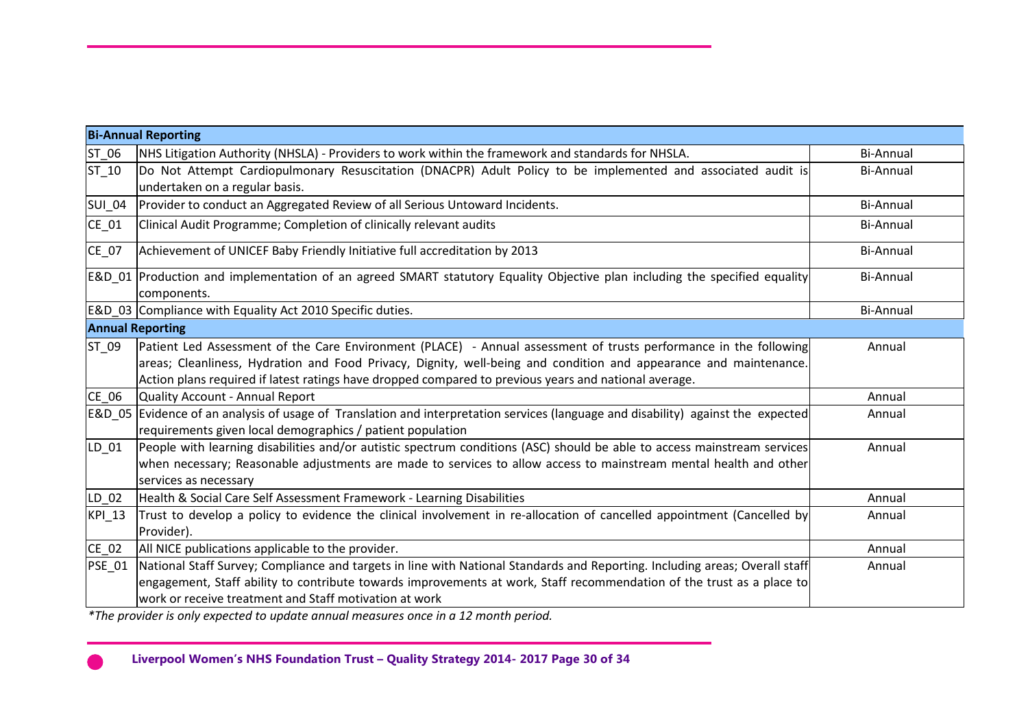| | | |
|---|---|---|
| **Bi-Annual Reporting** | | |
| ST_06 | NHS Litigation Authority (NHSLA) - Providers to work within the framework and standards for NHSLA. | Bi-Annual |
| ST_10 | Do Not Attempt Cardiopulmonary Resuscitation (DNACPR) Adult Policy to be implemented and associated audit is undertaken on a regular basis. | Bi-Annual |
| SUI_04 | Provider to conduct an Aggregated Review of all Serious Untoward Incidents. | Bi-Annual |
| CE_01 | Clinical Audit Programme; Completion of clinically relevant audits | Bi-Annual |
| CE_07 | Achievement of UNICEF Baby Friendly Initiative full accreditation by 2013 | Bi-Annual |
| E&D_01 | Production and implementation of an agreed SMART statutory Equality Objective plan including the specified equality components. | Bi-Annual |
| E&D_03 | Compliance with Equality Act 2010 Specific duties. | Bi-Annual |
| **Annual Reporting** | | |
| ST_09 | Patient Led Assessment of the Care Environment (PLACE) - Annual assessment of trusts performance in the following areas; Cleanliness, Hydration and Food Privacy, Dignity, well-being and condition and appearance and maintenance. Action plans required if latest ratings have dropped compared to previous years and national average. | Annual |
| CE_06 | Quality Account - Annual Report | Annual |
| E&D_05 | Evidence of an analysis of usage of Translation and interpretation services (language and disability) against the expected requirements given local demographics / patient population | Annual |
| LD_01 | People with learning disabilities and/or autistic spectrum conditions (ASC) should be able to access mainstream services when necessary; Reasonable adjustments are made to services to allow access to mainstream mental health and other services as necessary | Annual |
| LD_02 | Health & Social Care Self Assessment Framework - Learning Disabilities | Annual |
| KPI_13 | Trust to develop a policy to evidence the clinical involvement in re-allocation of cancelled appointment (Cancelled by Provider). | Annual |
| CE_02 | All NICE publications applicable to the provider. | Annual |
| PSE_01 | National Staff Survey; Compliance and targets in line with National Standards and Reporting. Including areas; Overall staff engagement, Staff ability to contribute towards improvements at work, Staff recommendation of the trust as a place to work or receive treatment and Staff motivation at work | Annual |

*\*The provider is only expected to update annual measures once in a 12 month period.*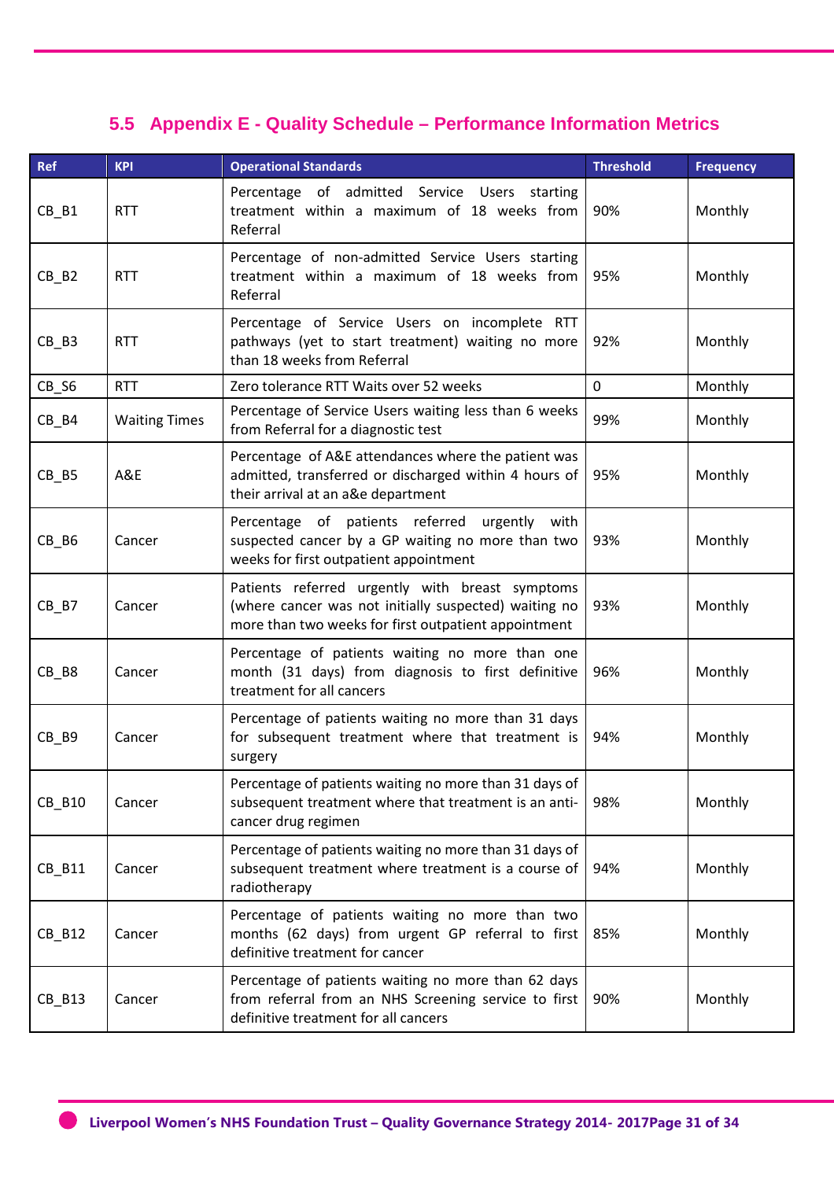## 5.5 Appendix E - Quality Schedule – Performance Information Metrics

| Ref | KPI | Operational Standards | Threshold | Frequency |
|---|---|---|---|---|
| CB_B1 | RTT | Percentage of admitted Service Users starting treatment within a maximum of 18 weeks from Referral | 90% | Monthly |
| CB_B2 | RTT | Percentage of non-admitted Service Users starting treatment within a maximum of 18 weeks from Referral | 95% | Monthly |
| CB_B3 | RTT | Percentage of Service Users on incomplete RTT pathways (yet to start treatment) waiting no more than 18 weeks from Referral | 92% | Monthly |
| CB_S6 | RTT | Zero tolerance RTT Waits over 52 weeks | 0 | Monthly |
| CB_B4 | Waiting Times | Percentage of Service Users waiting less than 6 weeks from Referral for a diagnostic test | 99% | Monthly |
| CB_B5 | A&E | Percentage of A&E attendances where the patient was admitted, transferred or discharged within 4 hours of their arrival at an a&e department | 95% | Monthly |
| CB_B6 | Cancer | Percentage of patients referred urgently with suspected cancer by a GP waiting no more than two weeks for first outpatient appointment | 93% | Monthly |
| CB_B7 | Cancer | Patients referred urgently with breast symptoms (where cancer was not initially suspected) waiting no more than two weeks for first outpatient appointment | 93% | Monthly |
| CB_B8 | Cancer | Percentage of patients waiting no more than one month (31 days) from diagnosis to first definitive treatment for all cancers | 96% | Monthly |
| CB_B9 | Cancer | Percentage of patients waiting no more than 31 days for subsequent treatment where that treatment is surgery | 94% | Monthly |
| CB_B10 | Cancer | Percentage of patients waiting no more than 31 days of subsequent treatment where that treatment is an anti-cancer drug regimen | 98% | Monthly |
| CB_B11 | Cancer | Percentage of patients waiting no more than 31 days of subsequent treatment where treatment is a course of radiotherapy | 94% | Monthly |
| CB_B12 | Cancer | Percentage of patients waiting no more than two months (62 days) from urgent GP referral to first definitive treatment for cancer | 85% | Monthly |
| CB_B13 | Cancer | Percentage of patients waiting no more than 62 days from referral from an NHS Screening service to first definitive treatment for all cancers | 90% | Monthly |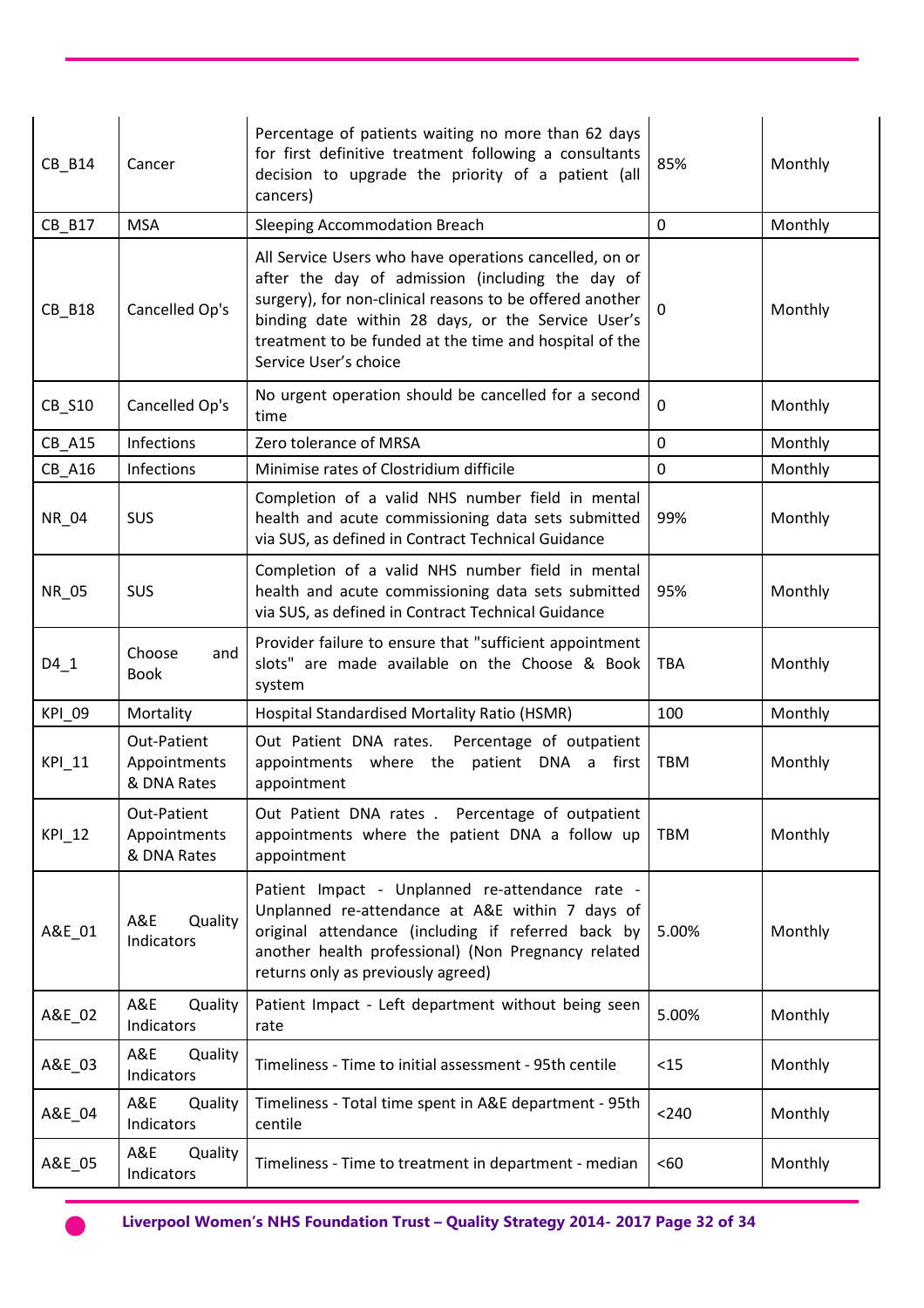| | | | | |
|---|---|---|---|---|
| CB_B14 | Cancer | Percentage of patients waiting no more than 62 days for first definitive treatment following a consultants decision to upgrade the priority of a patient (all cancers) | 85% | Monthly |
| CB_B17 | MSA | Sleeping Accommodation Breach | 0 | Monthly |
| CB_B18 | Cancelled Op's | All Service Users who have operations cancelled, on or after the day of admission (including the day of surgery), for non-clinical reasons to be offered another binding date within 28 days, or the Service User's treatment to be funded at the time and hospital of the Service User's choice | 0 | Monthly |
| CB_S10 | Cancelled Op's | No urgent operation should be cancelled for a second time | 0 | Monthly |
| CB_A15 | Infections | Zero tolerance of MRSA | 0 | Monthly |
| CB_A16 | Infections | Minimise rates of Clostridium difficile | 0 | Monthly |
| NR_04 | SUS | Completion of a valid NHS number field in mental health and acute commissioning data sets submitted via SUS, as defined in Contract Technical Guidance | 99% | Monthly |
| NR_05 | SUS | Completion of a valid NHS number field in mental health and acute commissioning data sets submitted via SUS, as defined in Contract Technical Guidance | 95% | Monthly |
| D4_1 | Choose and Book | Provider failure to ensure that "sufficient appointment slots" are made available on the Choose & Book system | TBA | Monthly |
| KPI_09 | Mortality | Hospital Standardised Mortality Ratio (HSMR) | 100 | Monthly |
| KPI_11 | Out-Patient Appointments & DNA Rates | Out Patient DNA rates. Percentage of outpatient appointments where the patient DNA a first appointment | TBM | Monthly |
| KPI_12 | Out-Patient Appointments & DNA Rates | Out Patient DNA rates . Percentage of outpatient appointments where the patient DNA a follow up appointment | TBM | Monthly |
| A&E_01 | A&E Quality Indicators | Patient Impact - Unplanned re-attendance rate - Unplanned re-attendance at A&E within 7 days of original attendance (including if referred back by another health professional) (Non Pregnancy related returns only as previously agreed) | 5.00% | Monthly |
| A&E_02 | A&E Quality Indicators | Patient Impact - Left department without being seen rate | 5.00% | Monthly |
| A&E_03 | A&E Quality Indicators | Timeliness - Time to initial assessment - 95th centile | <15 | Monthly |
| A&E_04 | A&E Quality Indicators | Timeliness - Total time spent in A&E department - 95th centile | <240 | Monthly |
| A&E_05 | A&E Quality Indicators | Timeliness - Time to treatment in department - median | <60 | Monthly |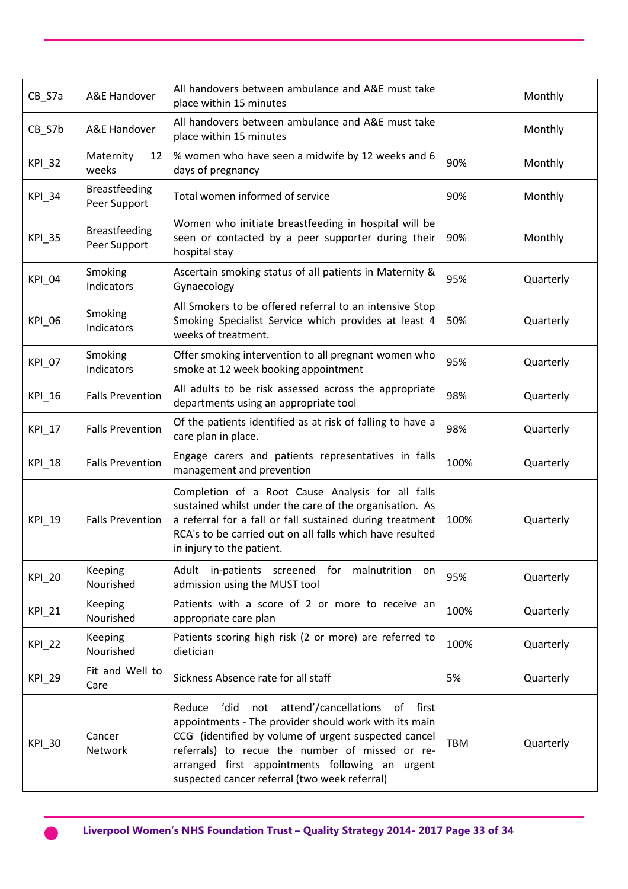| | | | | |
|---|---|---|---|---|
| CB_S7a | A&E Handover | All handovers between ambulance and A&E must take place within 15 minutes | | Monthly |
| CB_S7b | A&E Handover | All handovers between ambulance and A&E must take place within 15 minutes | | Monthly |
| KPI_32 | Maternity 12 weeks | % women who have seen a midwife by 12 weeks and 6 days of pregnancy | 90% | Monthly |
| KPI_34 | Breastfeeding Peer Support | Total women informed of service | 90% | Monthly |
| KPI_35 | Breastfeeding Peer Support | Women who initiate breastfeeding in hospital will be seen or contacted by a peer supporter during their hospital stay | 90% | Monthly |
| KPI_04 | Smoking Indicators | Ascertain smoking status of all patients in Maternity & Gynaecology | 95% | Quarterly |
| KPI_06 | Smoking Indicators | All Smokers to be offered referral to an intensive Stop Smoking Specialist Service which provides at least 4 weeks of treatment. | 50% | Quarterly |
| KPI_07 | Smoking Indicators | Offer smoking intervention to all pregnant women who smoke at 12 week booking appointment | 95% | Quarterly |
| KPI_16 | Falls Prevention | All adults to be risk assessed across the appropriate departments using an appropriate tool | 98% | Quarterly |
| KPI_17 | Falls Prevention | Of the patients identified as at risk of falling to have a care plan in place. | 98% | Quarterly |
| KPI_18 | Falls Prevention | Engage carers and patients representatives in falls management and prevention | 100% | Quarterly |
| KPI_19 | Falls Prevention | Completion of a Root Cause Analysis for all falls sustained whilst under the care of the organisation. As a referral for a fall or fall sustained during treatment RCA's to be carried out on all falls which have resulted in injury to the patient. | 100% | Quarterly |
| KPI_20 | Keeping Nourished | Adult in-patients screened for malnutrition on admission using the MUST tool | 95% | Quarterly |
| KPI_21 | Keeping Nourished | Patients with a score of 2 or more to receive an appropriate care plan | 100% | Quarterly |
| KPI_22 | Keeping Nourished | Patients scoring high risk (2 or more) are referred to dietician | 100% | Quarterly |
| KPI_29 | Fit and Well to Care | Sickness Absence rate for all staff | 5% | Quarterly |
| KPI_30 | Cancer Network | Reduce 'did not attend'/cancellations of first appointments - The provider should work with its main CCG (identified by volume of urgent suspected cancel referrals) to recue the number of missed or re-arranged first appointments following an urgent suspected cancer referral (two week referral) | TBM | Quarterly |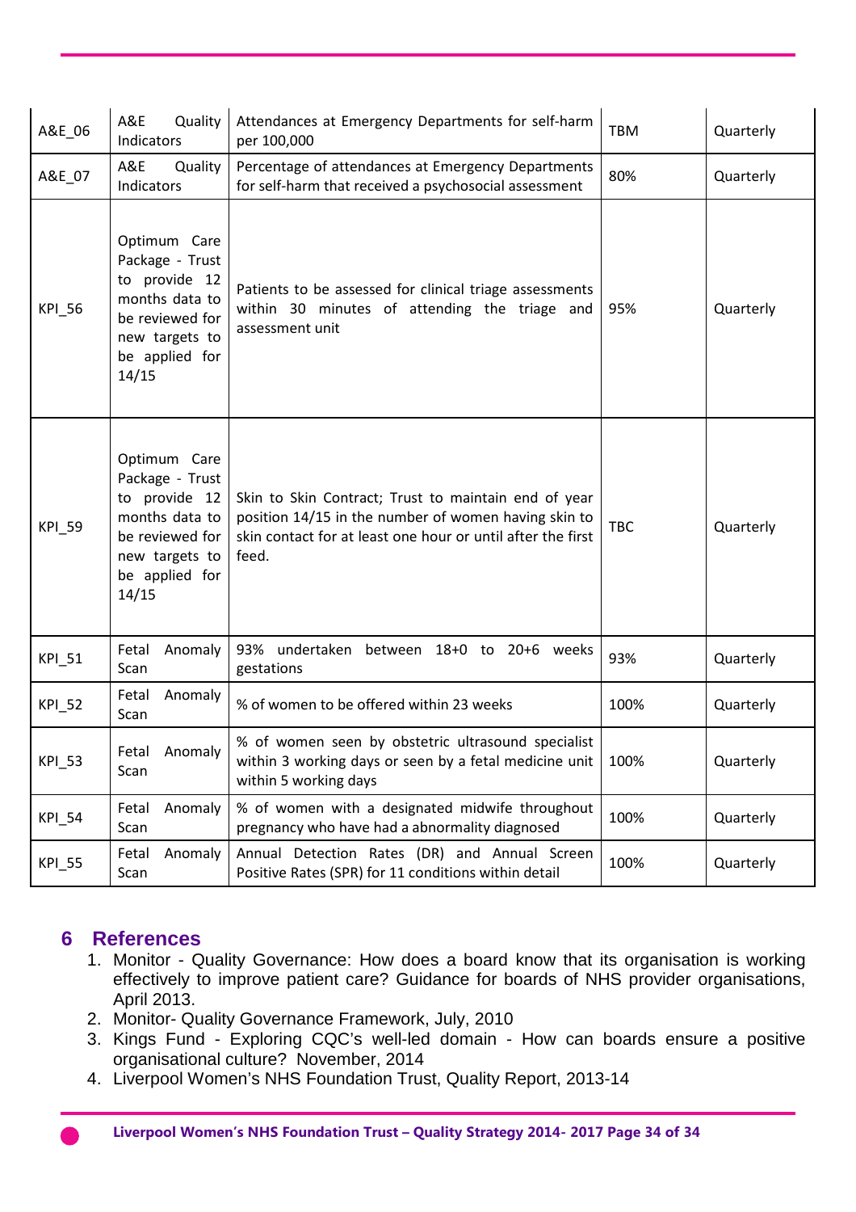| | | | | |
|---|---|---|---|---|
| A&E_06 | A&E Quality Indicators | Attendances at Emergency Departments for self-harm per 100,000 | TBM | Quarterly |
| A&E_07 | A&E Quality Indicators | Percentage of attendances at Emergency Departments for self-harm that received a psychosocial assessment | 80% | Quarterly |
| KPI_56 | Optimum Care Package - Trust to provide 12 months data to be reviewed for new targets to be applied for 14/15 | Patients to be assessed for clinical triage assessments within 30 minutes of attending the triage and assessment unit | 95% | Quarterly |
| KPI_59 | Optimum Care Package - Trust to provide 12 months data to be reviewed for new targets to be applied for 14/15 | Skin to Skin Contract; Trust to maintain end of year position 14/15 in the number of women having skin to skin contact for at least one hour or until after the first feed. | TBC | Quarterly |
| KPI_51 | Fetal Anomaly Scan | 93% undertaken between 18+0 to 20+6 weeks gestations | 93% | Quarterly |
| KPI_52 | Fetal Anomaly Scan | % of women to be offered within 23 weeks | 100% | Quarterly |
| KPI_53 | Fetal Anomaly Scan | % of women seen by obstetric ultrasound specialist within 3 working days or seen by a fetal medicine unit within 5 working days | 100% | Quarterly |
| KPI_54 | Fetal Anomaly Scan | % of women with a designated midwife throughout pregnancy who have had a abnormality diagnosed | 100% | Quarterly |
| KPI_55 | Fetal Anomaly Scan | Annual Detection Rates (DR) and Annual Screen Positive Rates (SPR) for 11 conditions within detail | 100% | Quarterly |

## 6 References

1. Monitor - Quality Governance: How does a board know that its organisation is working effectively to improve patient care? Guidance for boards of NHS provider organisations, April 2013.
2. Monitor- Quality Governance Framework, July, 2010
3. Kings Fund - Exploring CQC's well-led domain - How can boards ensure a positive organisational culture? November, 2014
4. Liverpool Women's NHS Foundation Trust, Quality Report, 2013-14